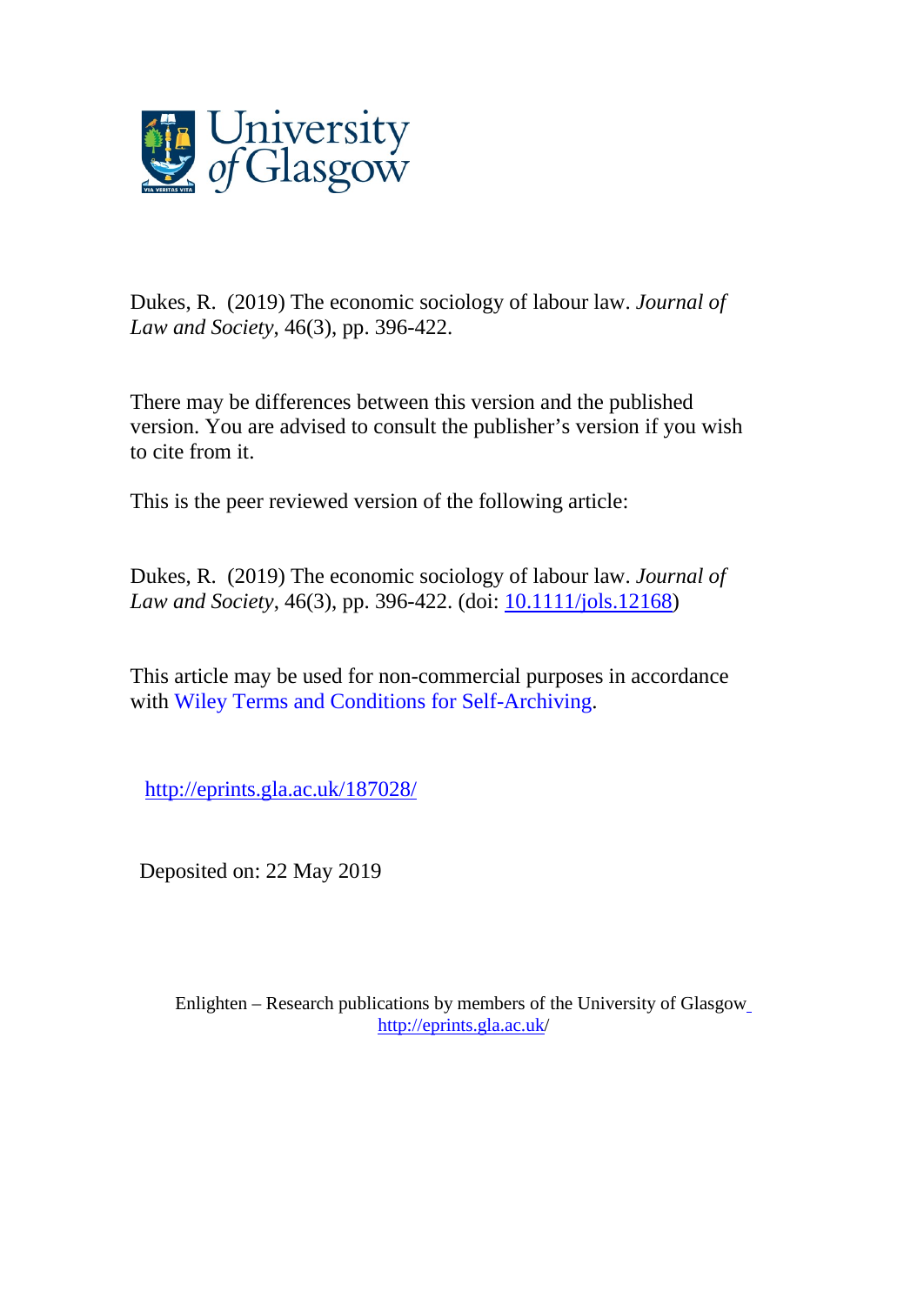Dukes, R. (2019) The economic sociology of labour law. *Journal of Law and Society*, 46(3), pp. 396-422.

There may be differences between this version and the published version. You are advised to consult the publisher's version if you wish to cite from it.

This is the peer reviewed version of the following article:

Dukes, R. (2019) The economic sociology of labour law. *Journal of Law and Society*, 46(3), pp. 396-422. (doi: [10.1111/jols.12168](10.1111/jols.12168))

This article may be used for non-commercial purposes in accordance with Wiley Terms and Conditions for Self-Archiving.

http://eprints.gla.ac.uk/187028/

Deposited on: 22 May 2019

Enlighten – Research publications by members of the University of Glasgow
http://eprints.gla.ac.uk/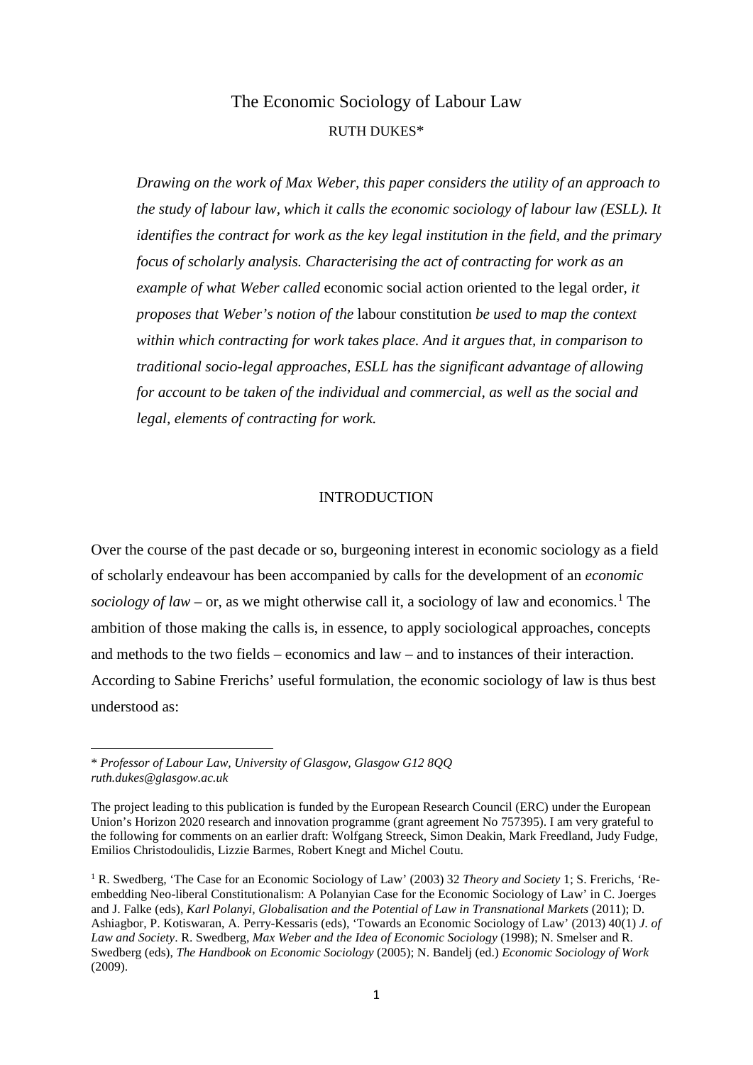# The Economic Sociology of Labour Law

RUTH DUKES*

*Drawing on the work of Max Weber, this paper considers the utility of an approach to the study of labour law, which it calls the economic sociology of labour law (ESLL). It identifies the contract for work as the key legal institution in the field, and the primary focus of scholarly analysis. Characterising the act of contracting for work as an example of what Weber called* economic social action oriented to the legal order, *it proposes that Weber's notion of the* labour constitution *be used to map the context within which contracting for work takes place. And it argues that, in comparison to traditional socio-legal approaches, ESLL has the significant advantage of allowing for account to be taken of the individual and commercial, as well as the social and legal, elements of contracting for work.*

## INTRODUCTION

Over the course of the past decade or so, burgeoning interest in economic sociology as a field of scholarly endeavour has been accompanied by calls for the development of an *economic sociology of law* – or, as we might otherwise call it, a sociology of law and economics.[1] The ambition of those making the calls is, in essence, to apply sociological approaches, concepts and methods to the two fields – economics and law – and to instances of their interaction. According to Sabine Frerichs' useful formulation, the economic sociology of law is thus best understood as:

---

\* *Professor of Labour Law, University of Glasgow, Glasgow G12 8QQ ruth.dukes@glasgow.ac.uk*

The project leading to this publication is funded by the European Research Council (ERC) under the European Union's Horizon 2020 research and innovation programme (grant agreement No 757395). I am very grateful to the following for comments on an earlier draft: Wolfgang Streeck, Simon Deakin, Mark Freedland, Judy Fudge, Emilios Christodoulidis, Lizzie Barmes, Robert Knegt and Michel Coutu.

[1] R. Swedberg, 'The Case for an Economic Sociology of Law' (2003) 32 *Theory and Society* 1; S. Frerichs, 'Re-embedding Neo-liberal Constitutionalism: A Polanyian Case for the Economic Sociology of Law' in C. Joerges and J. Falke (eds), *Karl Polanyi, Globalisation and the Potential of Law in Transnational Markets* (2011); D. Ashiagbor, P. Kotiswaran, A. Perry-Kessaris (eds), 'Towards an Economic Sociology of Law' (2013) 40(1) *J. of Law and Society*. R. Swedberg, *Max Weber and the Idea of Economic Sociology* (1998); N. Smelser and R. Swedberg (eds), *The Handbook on Economic Sociology* (2005); N. Bandelj (ed.) *Economic Sociology of Work* (2009).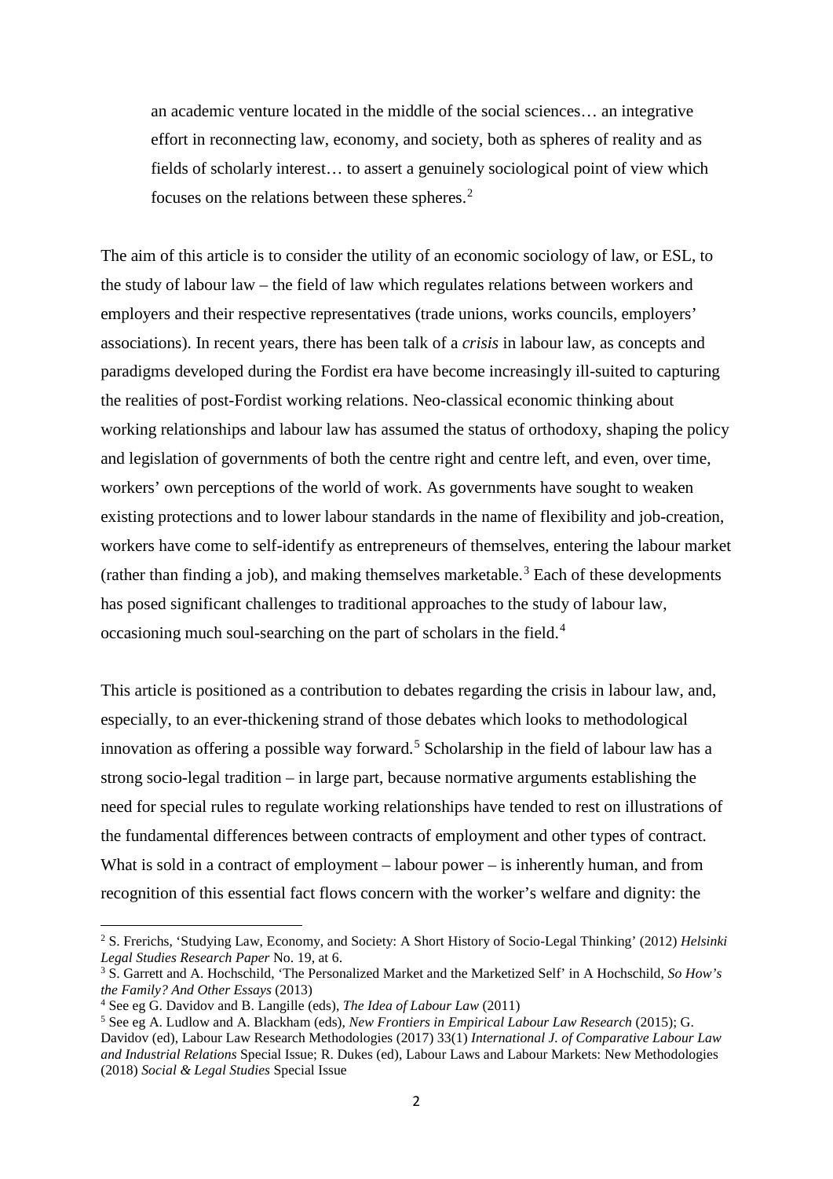> an academic venture located in the middle of the social sciences… an integrative effort in reconnecting law, economy, and society, both as spheres of reality and as fields of scholarly interest… to assert a genuinely sociological point of view which focuses on the relations between these spheres.[2]

The aim of this article is to consider the utility of an economic sociology of law, or ESL, to the study of labour law – the field of law which regulates relations between workers and employers and their respective representatives (trade unions, works councils, employers' associations). In recent years, there has been talk of a *crisis* in labour law, as concepts and paradigms developed during the Fordist era have become increasingly ill-suited to capturing the realities of post-Fordist working relations. Neo-classical economic thinking about working relationships and labour law has assumed the status of orthodoxy, shaping the policy and legislation of governments of both the centre right and centre left, and even, over time, workers' own perceptions of the world of work. As governments have sought to weaken existing protections and to lower labour standards in the name of flexibility and job-creation, workers have come to self-identify as entrepreneurs of themselves, entering the labour market (rather than finding a job), and making themselves marketable.[3] Each of these developments has posed significant challenges to traditional approaches to the study of labour law, occasioning much soul-searching on the part of scholars in the field.[4]

This article is positioned as a contribution to debates regarding the crisis in labour law, and, especially, to an ever-thickening strand of those debates which looks to methodological innovation as offering a possible way forward.[5] Scholarship in the field of labour law has a strong socio-legal tradition – in large part, because normative arguments establishing the need for special rules to regulate working relationships have tended to rest on illustrations of the fundamental differences between contracts of employment and other types of contract. What is sold in a contract of employment – labour power – is inherently human, and from recognition of this essential fact flows concern with the worker's welfare and dignity: the

---

[2] S. Frerichs, 'Studying Law, Economy, and Society: A Short History of Socio-Legal Thinking' (2012) *Helsinki Legal Studies Research Paper* No. 19, at 6.

[3] S. Garrett and A. Hochschild, 'The Personalized Market and the Marketized Self' in A Hochschild, *So How's the Family? And Other Essays* (2013)

[4] See eg G. Davidov and B. Langille (eds), *The Idea of Labour Law* (2011)

[5] See eg A. Ludlow and A. Blackham (eds), *New Frontiers in Empirical Labour Law Research* (2015); G. Davidov (ed), Labour Law Research Methodologies (2017) 33(1) *International J. of Comparative Labour Law and Industrial Relations* Special Issue; R. Dukes (ed), Labour Laws and Labour Markets: New Methodologies (2018) *Social & Legal Studies* Special Issue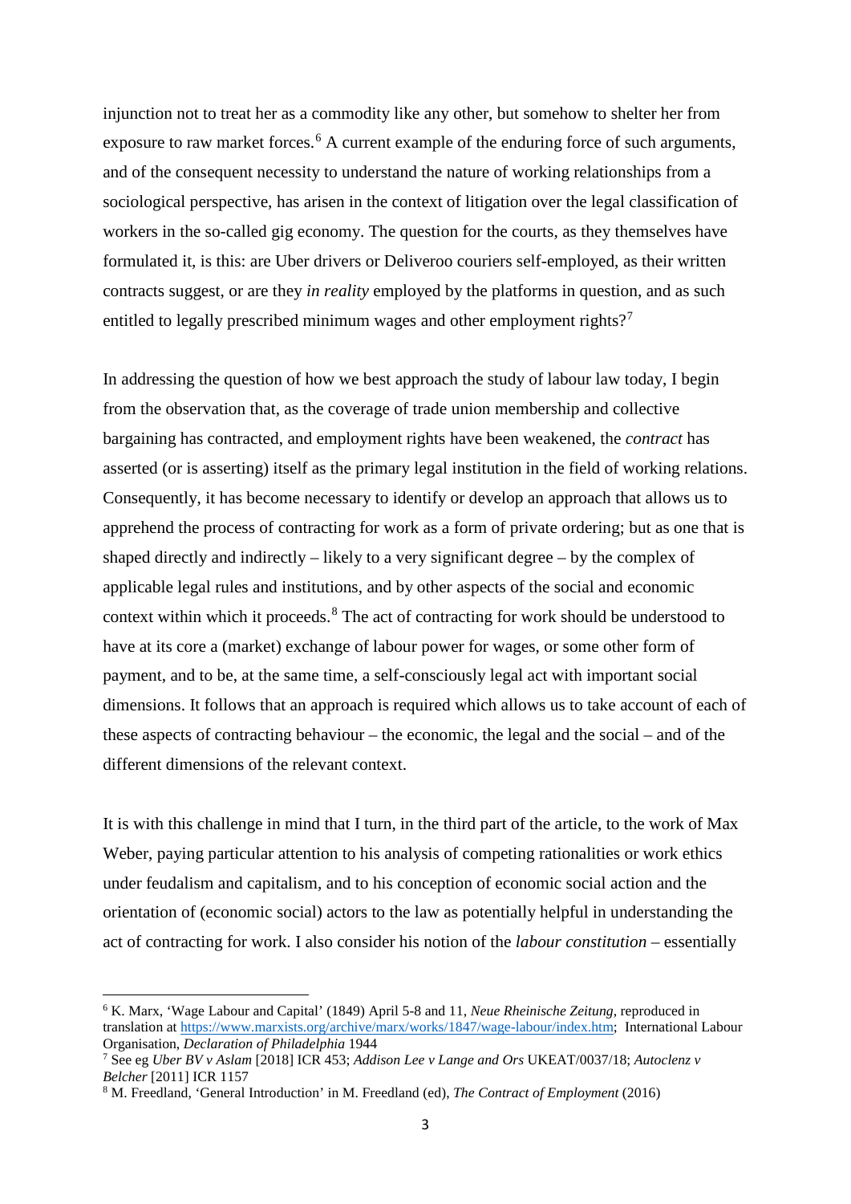injunction not to treat her as a commodity like any other, but somehow to shelter her from exposure to raw market forces.[6] A current example of the enduring force of such arguments, and of the consequent necessity to understand the nature of working relationships from a sociological perspective, has arisen in the context of litigation over the legal classification of workers in the so-called gig economy. The question for the courts, as they themselves have formulated it, is this: are Uber drivers or Deliveroo couriers self-employed, as their written contracts suggest, or are they *in reality* employed by the platforms in question, and as such entitled to legally prescribed minimum wages and other employment rights?[7]

In addressing the question of how we best approach the study of labour law today, I begin from the observation that, as the coverage of trade union membership and collective bargaining has contracted, and employment rights have been weakened, the *contract* has asserted (or is asserting) itself as the primary legal institution in the field of working relations. Consequently, it has become necessary to identify or develop an approach that allows us to apprehend the process of contracting for work as a form of private ordering; but as one that is shaped directly and indirectly – likely to a very significant degree – by the complex of applicable legal rules and institutions, and by other aspects of the social and economic context within which it proceeds.[8] The act of contracting for work should be understood to have at its core a (market) exchange of labour power for wages, or some other form of payment, and to be, at the same time, a self-consciously legal act with important social dimensions. It follows that an approach is required which allows us to take account of each of these aspects of contracting behaviour – the economic, the legal and the social – and of the different dimensions of the relevant context.

It is with this challenge in mind that I turn, in the third part of the article, to the work of Max Weber, paying particular attention to his analysis of competing rationalities or work ethics under feudalism and capitalism, and to his conception of economic social action and the orientation of (economic social) actors to the law as potentially helpful in understanding the act of contracting for work. I also consider his notion of the *labour constitution* – essentially

[6] K. Marx, 'Wage Labour and Capital' (1849) April 5-8 and 11, *Neue Rheinische Zeitung*, reproduced in translation at https://www.marxists.org/archive/marx/works/1847/wage-labour/index.htm; International Labour Organisation, *Declaration of Philadelphia* 1944

[7] See eg *Uber BV v Aslam* [2018] ICR 453; *Addison Lee v Lange and Ors* UKEAT/0037/18; *Autoclenz v Belcher* [2011] ICR 1157

[8] M. Freedland, 'General Introduction' in M. Freedland (ed), *The Contract of Employment* (2016)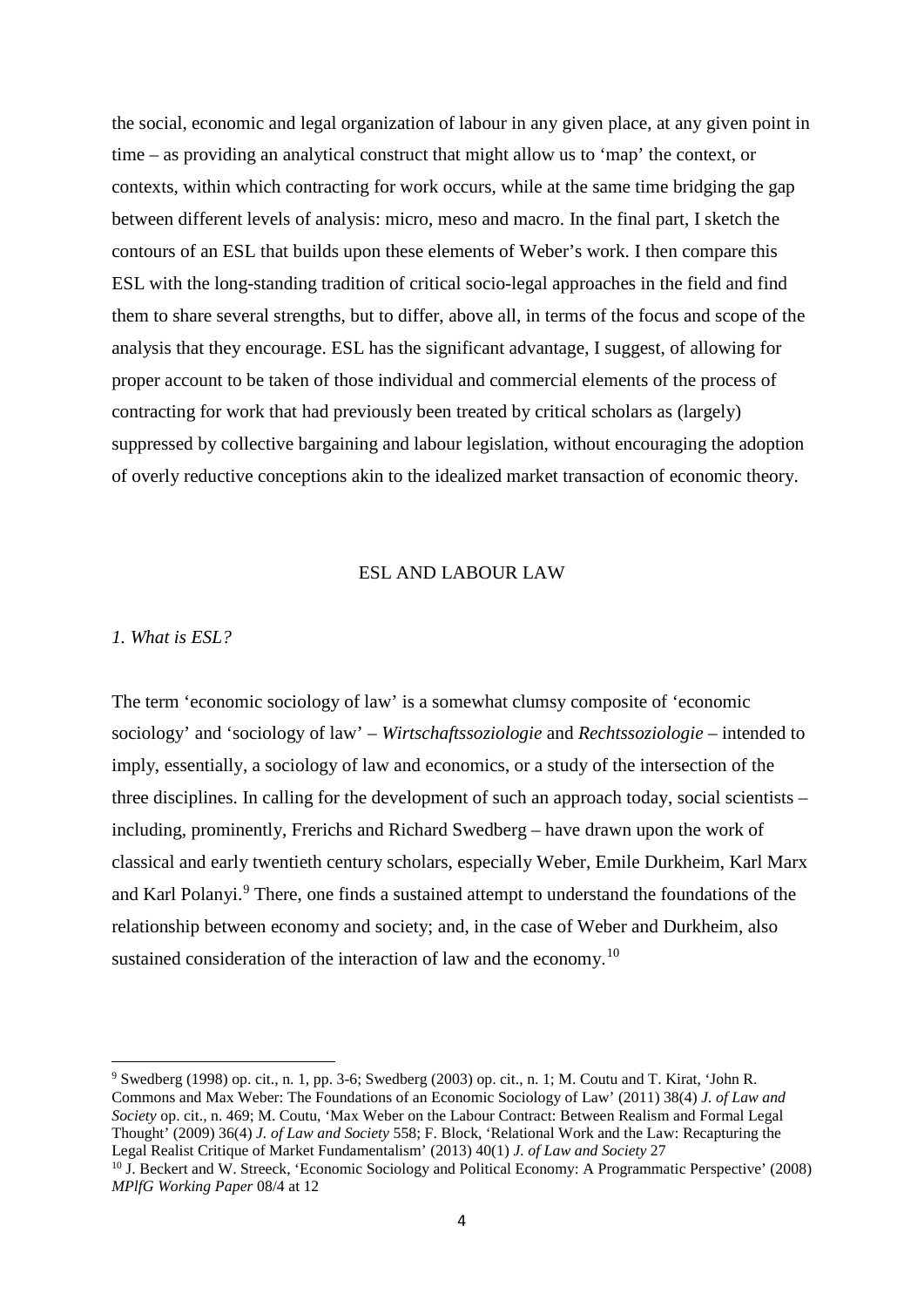the social, economic and legal organization of labour in any given place, at any given point in time – as providing an analytical construct that might allow us to 'map' the context, or contexts, within which contracting for work occurs, while at the same time bridging the gap between different levels of analysis: micro, meso and macro. In the final part, I sketch the contours of an ESL that builds upon these elements of Weber's work. I then compare this ESL with the long-standing tradition of critical socio-legal approaches in the field and find them to share several strengths, but to differ, above all, in terms of the focus and scope of the analysis that they encourage. ESL has the significant advantage, I suggest, of allowing for proper account to be taken of those individual and commercial elements of the process of contracting for work that had previously been treated by critical scholars as (largely) suppressed by collective bargaining and labour legislation, without encouraging the adoption of overly reductive conceptions akin to the idealized market transaction of economic theory.

## ESL AND LABOUR LAW

### *1. What is ESL?*

The term 'economic sociology of law' is a somewhat clumsy composite of 'economic sociology' and 'sociology of law' – *Wirtschaftssoziologie* and *Rechtssoziologie* – intended to imply, essentially, a sociology of law and economics, or a study of the intersection of the three disciplines. In calling for the development of such an approach today, social scientists – including, prominently, Frerichs and Richard Swedberg – have drawn upon the work of classical and early twentieth century scholars, especially Weber, Emile Durkheim, Karl Marx and Karl Polanyi.[9] There, one finds a sustained attempt to understand the foundations of the relationship between economy and society; and, in the case of Weber and Durkheim, also sustained consideration of the interaction of law and the economy.[10]

---

[9] Swedberg (1998) op. cit., n. 1, pp. 3-6; Swedberg (2003) op. cit., n. 1; M. Coutu and T. Kirat, 'John R. Commons and Max Weber: The Foundations of an Economic Sociology of Law' (2011) 38(4) *J. of Law and Society* op. cit., n. 469; M. Coutu, 'Max Weber on the Labour Contract: Between Realism and Formal Legal Thought' (2009) 36(4) *J. of Law and Society* 558; F. Block, 'Relational Work and the Law: Recapturing the Legal Realist Critique of Market Fundamentalism' (2013) 40(1) *J. of Law and Society* 27

[10] J. Beckert and W. Streeck, 'Economic Sociology and Political Economy: A Programmatic Perspective' (2008) *MPIfG Working Paper* 08/4 at 12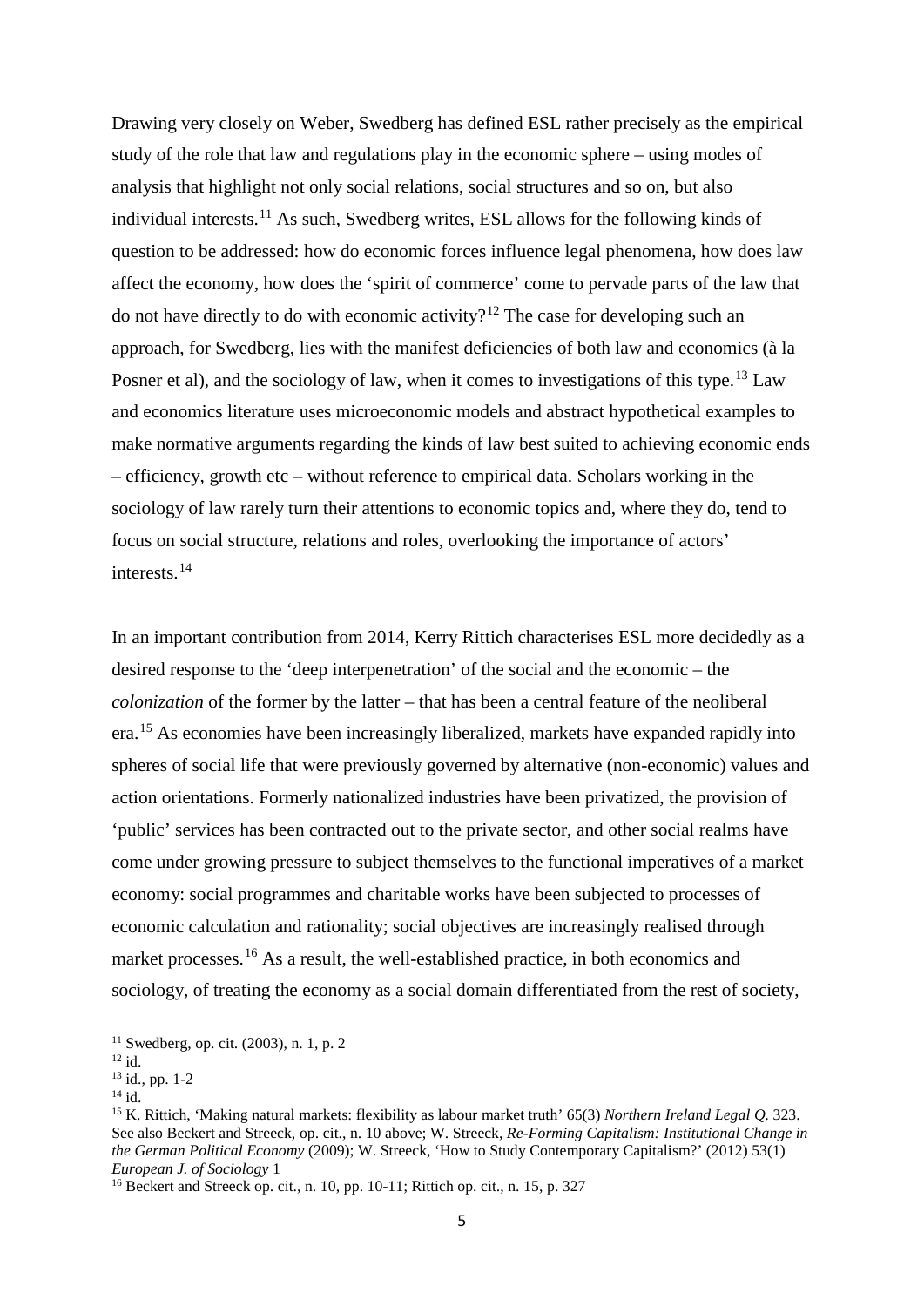Drawing very closely on Weber, Swedberg has defined ESL rather precisely as the empirical study of the role that law and regulations play in the economic sphere – using modes of analysis that highlight not only social relations, social structures and so on, but also individual interests.[11] As such, Swedberg writes, ESL allows for the following kinds of question to be addressed: how do economic forces influence legal phenomena, how does law affect the economy, how does the 'spirit of commerce' come to pervade parts of the law that do not have directly to do with economic activity?[12] The case for developing such an approach, for Swedberg, lies with the manifest deficiencies of both law and economics (à la Posner et al), and the sociology of law, when it comes to investigations of this type.[13] Law and economics literature uses microeconomic models and abstract hypothetical examples to make normative arguments regarding the kinds of law best suited to achieving economic ends – efficiency, growth etc – without reference to empirical data. Scholars working in the sociology of law rarely turn their attentions to economic topics and, where they do, tend to focus on social structure, relations and roles, overlooking the importance of actors' interests.[14]

In an important contribution from 2014, Kerry Rittich characterises ESL more decidedly as a desired response to the 'deep interpenetration' of the social and the economic – the *colonization* of the former by the latter – that has been a central feature of the neoliberal era.[15] As economies have been increasingly liberalized, markets have expanded rapidly into spheres of social life that were previously governed by alternative (non-economic) values and action orientations. Formerly nationalized industries have been privatized, the provision of 'public' services has been contracted out to the private sector, and other social realms have come under growing pressure to subject themselves to the functional imperatives of a market economy: social programmes and charitable works have been subjected to processes of economic calculation and rationality; social objectives are increasingly realised through market processes.[16] As a result, the well-established practice, in both economics and sociology, of treating the economy as a social domain differentiated from the rest of society,

---

[11] Swedberg, op. cit. (2003), n. 1, p. 2

[12] id.

[13] id., pp. 1-2

[14] id.

[15] K. Rittich, 'Making natural markets: flexibility as labour market truth' 65(3) *Northern Ireland Legal Q.* 323. See also Beckert and Streeck, op. cit., n. 10 above; W. Streeck, *Re-Forming Capitalism: Institutional Change in the German Political Economy* (2009); W. Streeck, 'How to Study Contemporary Capitalism?' (2012) 53(1) *European J. of Sociology* 1

[16] Beckert and Streeck op. cit., n. 10, pp. 10-11; Rittich op. cit., n. 15, p. 327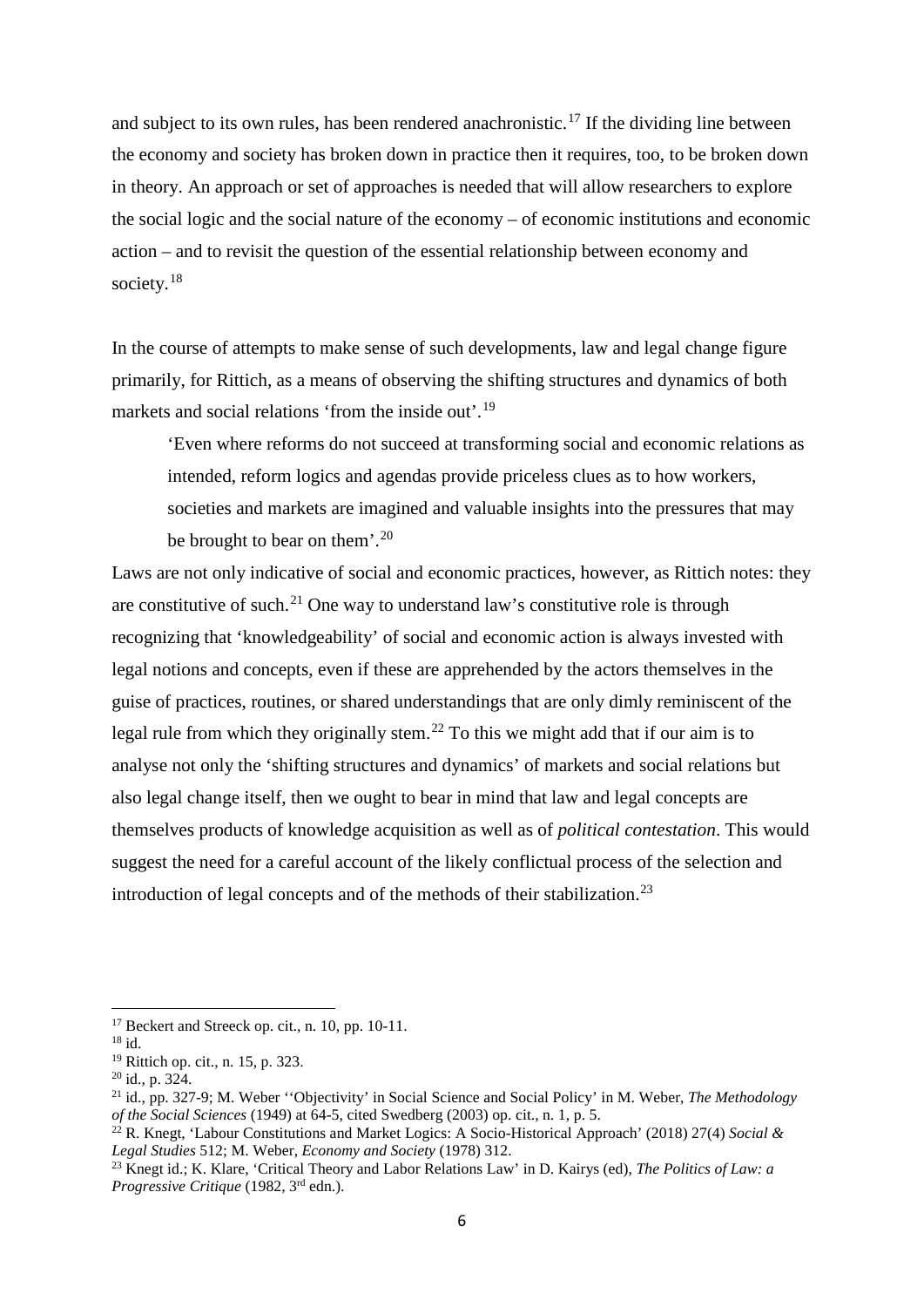and subject to its own rules, has been rendered anachronistic.[17] If the dividing line between the economy and society has broken down in practice then it requires, too, to be broken down in theory. An approach or set of approaches is needed that will allow researchers to explore the social logic and the social nature of the economy – of economic institutions and economic action – and to revisit the question of the essential relationship between economy and society.[18]

In the course of attempts to make sense of such developments, law and legal change figure primarily, for Rittich, as a means of observing the shifting structures and dynamics of both markets and social relations 'from the inside out'.[19]

> 'Even where reforms do not succeed at transforming social and economic relations as intended, reform logics and agendas provide priceless clues as to how workers, societies and markets are imagined and valuable insights into the pressures that may be brought to bear on them'.[20]

Laws are not only indicative of social and economic practices, however, as Rittich notes: they are constitutive of such.[21] One way to understand law's constitutive role is through recognizing that 'knowledgeability' of social and economic action is always invested with legal notions and concepts, even if these are apprehended by the actors themselves in the guise of practices, routines, or shared understandings that are only dimly reminiscent of the legal rule from which they originally stem.[22] To this we might add that if our aim is to analyse not only the 'shifting structures and dynamics' of markets and social relations but also legal change itself, then we ought to bear in mind that law and legal concepts are themselves products of knowledge acquisition as well as of *political contestation*. This would suggest the need for a careful account of the likely conflictual process of the selection and introduction of legal concepts and of the methods of their stabilization.[23]

---

[17] Beckert and Streeck op. cit., n. 10, pp. 10-11.

[18] id.

[19] Rittich op. cit., n. 15, p. 323.

[20] id., p. 324.

[21] id., pp. 327-9; M. Weber ''Objectivity' in Social Science and Social Policy' in M. Weber, *The Methodology of the Social Sciences* (1949) at 64-5, cited Swedberg (2003) op. cit., n. 1, p. 5.

[22] R. Knegt, 'Labour Constitutions and Market Logics: A Socio-Historical Approach' (2018) 27(4) *Social & Legal Studies* 512; M. Weber, *Economy and Society* (1978) 312.

[23] Knegt id.; K. Klare, 'Critical Theory and Labor Relations Law' in D. Kairys (ed), *The Politics of Law: a Progressive Critique* (1982, 3rd edn.).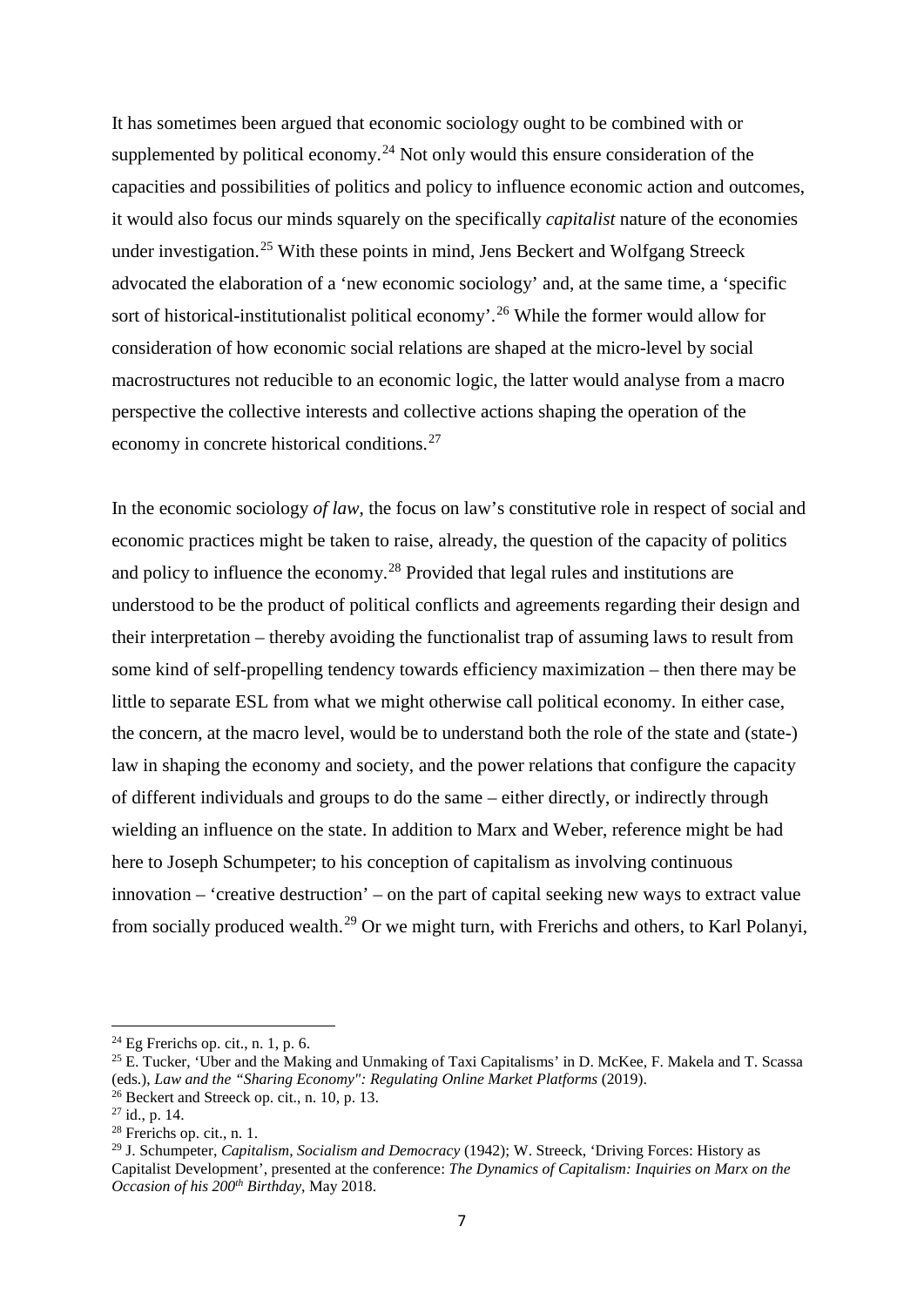It has sometimes been argued that economic sociology ought to be combined with or supplemented by political economy.[24] Not only would this ensure consideration of the capacities and possibilities of politics and policy to influence economic action and outcomes, it would also focus our minds squarely on the specifically *capitalist* nature of the economies under investigation.[25] With these points in mind, Jens Beckert and Wolfgang Streeck advocated the elaboration of a 'new economic sociology' and, at the same time, a 'specific sort of historical-institutionalist political economy'.[26] While the former would allow for consideration of how economic social relations are shaped at the micro-level by social macrostructures not reducible to an economic logic, the latter would analyse from a macro perspective the collective interests and collective actions shaping the operation of the economy in concrete historical conditions.[27]

In the economic sociology *of law*, the focus on law's constitutive role in respect of social and economic practices might be taken to raise, already, the question of the capacity of politics and policy to influence the economy.[28] Provided that legal rules and institutions are understood to be the product of political conflicts and agreements regarding their design and their interpretation – thereby avoiding the functionalist trap of assuming laws to result from some kind of self-propelling tendency towards efficiency maximization – then there may be little to separate ESL from what we might otherwise call political economy. In either case, the concern, at the macro level, would be to understand both the role of the state and (state-) law in shaping the economy and society, and the power relations that configure the capacity of different individuals and groups to do the same – either directly, or indirectly through wielding an influence on the state. In addition to Marx and Weber, reference might be had here to Joseph Schumpeter; to his conception of capitalism as involving continuous innovation – 'creative destruction' – on the part of capital seeking new ways to extract value from socially produced wealth.[29] Or we might turn, with Frerichs and others, to Karl Polanyi,

---

[24] Eg Frerichs op. cit., n. 1, p. 6.

[25] E. Tucker, 'Uber and the Making and Unmaking of Taxi Capitalisms' in D. McKee, F. Makela and T. Scassa (eds.), *Law and the "Sharing Economy": Regulating Online Market Platforms* (2019).

[26] Beckert and Streeck op. cit., n. 10, p. 13.

[27] id., p. 14.

[28] Frerichs op. cit., n. 1.

[29] J. Schumpeter, *Capitalism, Socialism and Democracy* (1942); W. Streeck, 'Driving Forces: History as Capitalist Development', presented at the conference: *The Dynamics of Capitalism: Inquiries on Marx on the Occasion of his 200th Birthday*, May 2018.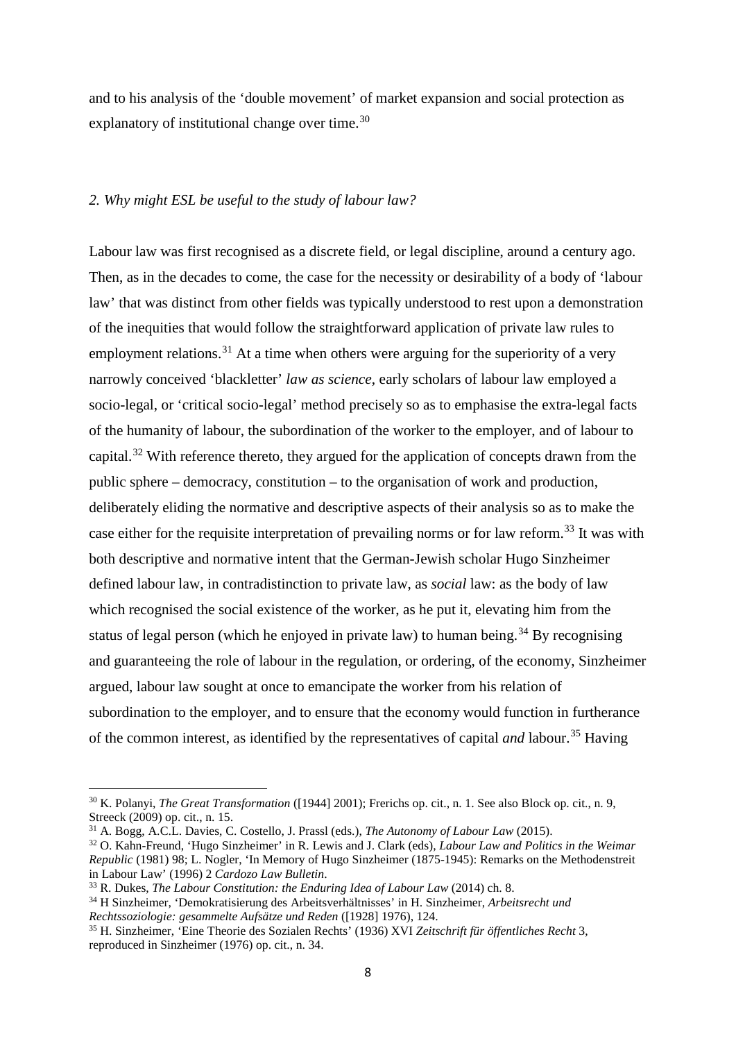and to his analysis of the 'double movement' of market expansion and social protection as explanatory of institutional change over time.[30]

## *2. Why might ESL be useful to the study of labour law?*

Labour law was first recognised as a discrete field, or legal discipline, around a century ago. Then, as in the decades to come, the case for the necessity or desirability of a body of 'labour law' that was distinct from other fields was typically understood to rest upon a demonstration of the inequities that would follow the straightforward application of private law rules to employment relations.[31] At a time when others were arguing for the superiority of a very narrowly conceived 'blackletter' *law as science*, early scholars of labour law employed a socio-legal, or 'critical socio-legal' method precisely so as to emphasise the extra-legal facts of the humanity of labour, the subordination of the worker to the employer, and of labour to capital.[32] With reference thereto, they argued for the application of concepts drawn from the public sphere – democracy, constitution – to the organisation of work and production, deliberately eliding the normative and descriptive aspects of their analysis so as to make the case either for the requisite interpretation of prevailing norms or for law reform.[33] It was with both descriptive and normative intent that the German-Jewish scholar Hugo Sinzheimer defined labour law, in contradistinction to private law, as *social* law: as the body of law which recognised the social existence of the worker, as he put it, elevating him from the status of legal person (which he enjoyed in private law) to human being.[34] By recognising and guaranteeing the role of labour in the regulation, or ordering, of the economy, Sinzheimer argued, labour law sought at once to emancipate the worker from his relation of subordination to the employer, and to ensure that the economy would function in furtherance of the common interest, as identified by the representatives of capital *and* labour.[35] Having

---

[30] K. Polanyi, *The Great Transformation* ([1944] 2001); Frerichs op. cit., n. 1. See also Block op. cit., n. 9, Streeck (2009) op. cit., n. 15.

[31] A. Bogg, A.C.L. Davies, C. Costello, J. Prassl (eds.), *The Autonomy of Labour Law* (2015).

[32] O. Kahn-Freund, 'Hugo Sinzheimer' in R. Lewis and J. Clark (eds), *Labour Law and Politics in the Weimar Republic* (1981) 98; L. Nogler, 'In Memory of Hugo Sinzheimer (1875-1945): Remarks on the Methodenstreit in Labour Law' (1996) 2 *Cardozo Law Bulletin*.

[33] R. Dukes, *The Labour Constitution: the Enduring Idea of Labour Law* (2014) ch. 8.

[34] H Sinzheimer, 'Demokratisierung des Arbeitsverhältnisses' in H. Sinzheimer, *Arbeitsrecht und Rechtssoziologie: gesammelte Aufsätze und Reden* ([1928] 1976), 124.

[35] H. Sinzheimer, 'Eine Theorie des Sozialen Rechts' (1936) XVI *Zeitschrift für öffentliches Recht* 3, reproduced in Sinzheimer (1976) op. cit., n. 34.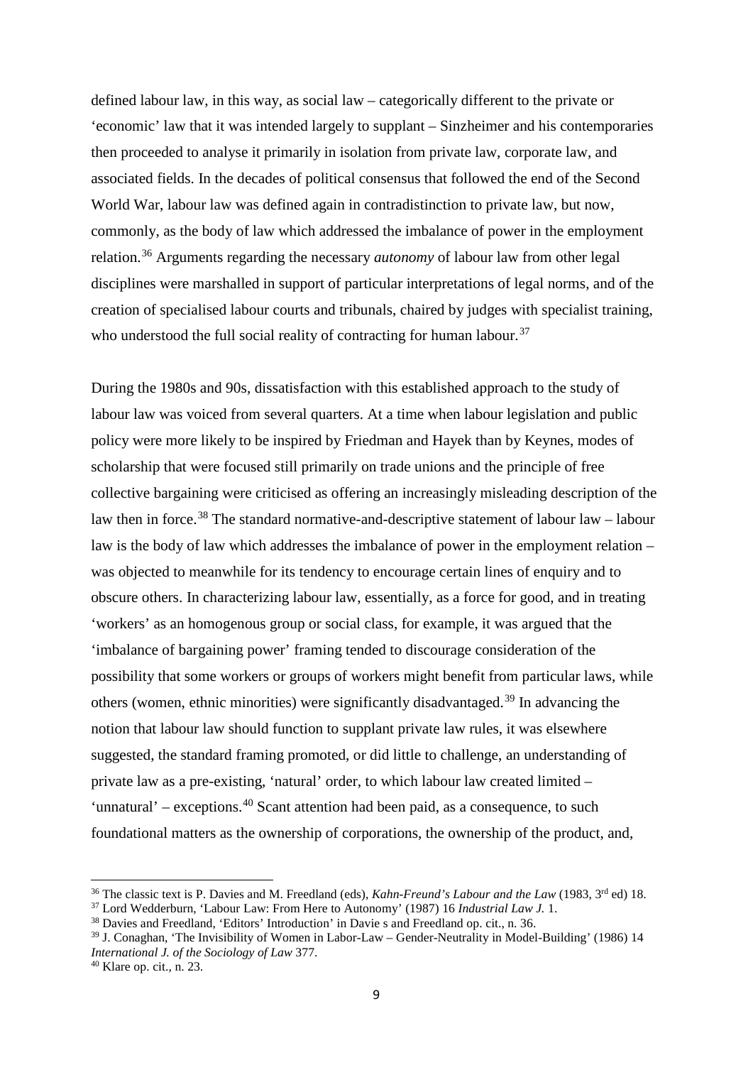defined labour law, in this way, as social law – categorically different to the private or 'economic' law that it was intended largely to supplant – Sinzheimer and his contemporaries then proceeded to analyse it primarily in isolation from private law, corporate law, and associated fields. In the decades of political consensus that followed the end of the Second World War, labour law was defined again in contradistinction to private law, but now, commonly, as the body of law which addressed the imbalance of power in the employment relation.[36] Arguments regarding the necessary *autonomy* of labour law from other legal disciplines were marshalled in support of particular interpretations of legal norms, and of the creation of specialised labour courts and tribunals, chaired by judges with specialist training, who understood the full social reality of contracting for human labour.[37]

During the 1980s and 90s, dissatisfaction with this established approach to the study of labour law was voiced from several quarters. At a time when labour legislation and public policy were more likely to be inspired by Friedman and Hayek than by Keynes, modes of scholarship that were focused still primarily on trade unions and the principle of free collective bargaining were criticised as offering an increasingly misleading description of the law then in force.[38] The standard normative-and-descriptive statement of labour law – labour law is the body of law which addresses the imbalance of power in the employment relation – was objected to meanwhile for its tendency to encourage certain lines of enquiry and to obscure others. In characterizing labour law, essentially, as a force for good, and in treating 'workers' as an homogenous group or social class, for example, it was argued that the 'imbalance of bargaining power' framing tended to discourage consideration of the possibility that some workers or groups of workers might benefit from particular laws, while others (women, ethnic minorities) were significantly disadvantaged.[39] In advancing the notion that labour law should function to supplant private law rules, it was elsewhere suggested, the standard framing promoted, or did little to challenge, an understanding of private law as a pre-existing, 'natural' order, to which labour law created limited – 'unnatural' – exceptions.[40] Scant attention had been paid, as a consequence, to such foundational matters as the ownership of corporations, the ownership of the product, and,

---

[36] The classic text is P. Davies and M. Freedland (eds), *Kahn-Freund's Labour and the Law* (1983, 3rd ed) 18.

[37] Lord Wedderburn, 'Labour Law: From Here to Autonomy' (1987) 16 *Industrial Law J.* 1.

[38] Davies and Freedland, 'Editors' Introduction' in Davie s and Freedland op. cit., n. 36.

[39] J. Conaghan, 'The Invisibility of Women in Labor-Law – Gender-Neutrality in Model-Building' (1986) 14 *International J. of the Sociology of Law* 377.

[40] Klare op. cit., n. 23.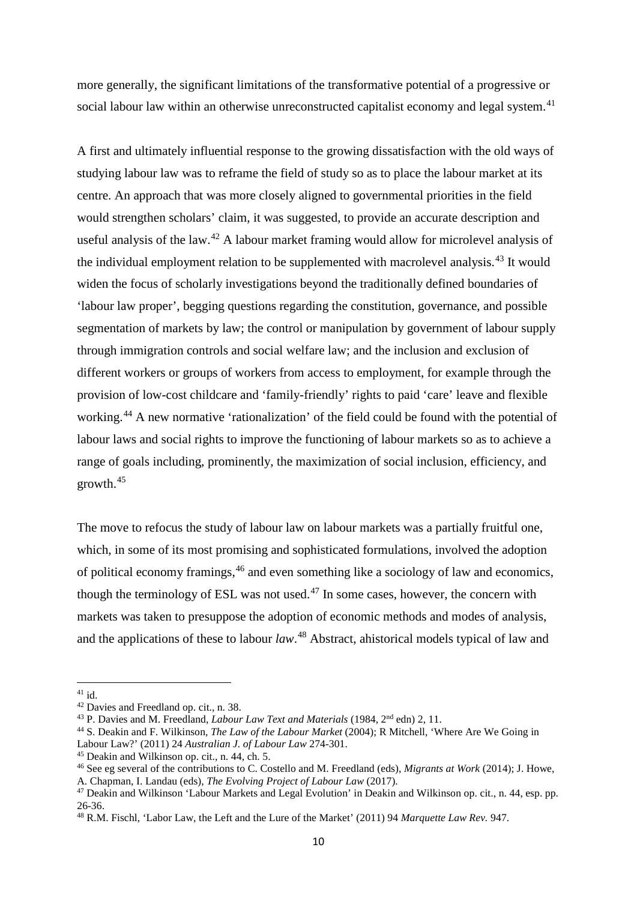more generally, the significant limitations of the transformative potential of a progressive or social labour law within an otherwise unreconstructed capitalist economy and legal system.[41]

A first and ultimately influential response to the growing dissatisfaction with the old ways of studying labour law was to reframe the field of study so as to place the labour market at its centre. An approach that was more closely aligned to governmental priorities in the field would strengthen scholars' claim, it was suggested, to provide an accurate description and useful analysis of the law.[42] A labour market framing would allow for microlevel analysis of the individual employment relation to be supplemented with macrolevel analysis.[43] It would widen the focus of scholarly investigations beyond the traditionally defined boundaries of 'labour law proper', begging questions regarding the constitution, governance, and possible segmentation of markets by law; the control or manipulation by government of labour supply through immigration controls and social welfare law; and the inclusion and exclusion of different workers or groups of workers from access to employment, for example through the provision of low-cost childcare and 'family-friendly' rights to paid 'care' leave and flexible working.[44] A new normative 'rationalization' of the field could be found with the potential of labour laws and social rights to improve the functioning of labour markets so as to achieve a range of goals including, prominently, the maximization of social inclusion, efficiency, and growth.[45]

The move to refocus the study of labour law on labour markets was a partially fruitful one, which, in some of its most promising and sophisticated formulations, involved the adoption of political economy framings,[46] and even something like a sociology of law and economics, though the terminology of ESL was not used.[47] In some cases, however, the concern with markets was taken to presuppose the adoption of economic methods and modes of analysis, and the applications of these to labour *law*.[48] Abstract, ahistorical models typical of law and

---

[41] id.

[42] Davies and Freedland op. cit., n. 38.

[43] P. Davies and M. Freedland, *Labour Law Text and Materials* (1984, 2nd edn) 2, 11.

[44] S. Deakin and F. Wilkinson, *The Law of the Labour Market* (2004); R Mitchell, 'Where Are We Going in Labour Law?' (2011) 24 *Australian J. of Labour Law* 274-301.

[45] Deakin and Wilkinson op. cit., n. 44, ch. 5.

[46] See eg several of the contributions to C. Costello and M. Freedland (eds), *Migrants at Work* (2014); J. Howe, A. Chapman, I. Landau (eds), *The Evolving Project of Labour Law* (2017).

[47] Deakin and Wilkinson 'Labour Markets and Legal Evolution' in Deakin and Wilkinson op. cit., n. 44, esp. pp. 26-36.

[48] R.M. Fischl, 'Labor Law, the Left and the Lure of the Market' (2011) 94 *Marquette Law Rev.* 947.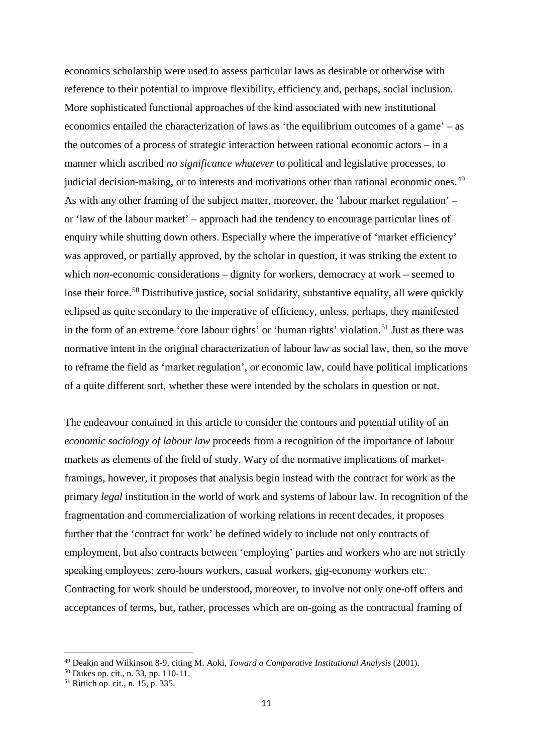economics scholarship were used to assess particular laws as desirable or otherwise with reference to their potential to improve flexibility, efficiency and, perhaps, social inclusion. More sophisticated functional approaches of the kind associated with new institutional economics entailed the characterization of laws as 'the equilibrium outcomes of a game' – as the outcomes of a process of strategic interaction between rational economic actors – in a manner which ascribed *no significance whatever* to political and legislative processes, to judicial decision-making, or to interests and motivations other than rational economic ones.[49] As with any other framing of the subject matter, moreover, the 'labour market regulation' – or 'law of the labour market' – approach had the tendency to encourage particular lines of enquiry while shutting down others. Especially where the imperative of 'market efficiency' was approved, or partially approved, by the scholar in question, it was striking the extent to which *non*-economic considerations – dignity for workers, democracy at work – seemed to lose their force.[50] Distributive justice, social solidarity, substantive equality, all were quickly eclipsed as quite secondary to the imperative of efficiency, unless, perhaps, they manifested in the form of an extreme 'core labour rights' or 'human rights' violation.[51] Just as there was normative intent in the original characterization of labour law as social law, then, so the move to reframe the field as 'market regulation', or economic law, could have political implications of a quite different sort, whether these were intended by the scholars in question or not.

The endeavour contained in this article to consider the contours and potential utility of an *economic sociology of labour law* proceeds from a recognition of the importance of labour markets as elements of the field of study. Wary of the normative implications of market-framings, however, it proposes that analysis begin instead with the contract for work as the primary *legal* institution in the world of work and systems of labour law. In recognition of the fragmentation and commercialization of working relations in recent decades, it proposes further that the 'contract for work' be defined widely to include not only contracts of employment, but also contracts between 'employing' parties and workers who are not strictly speaking employees: zero-hours workers, casual workers, gig-economy workers etc. Contracting for work should be understood, moreover, to involve not only one-off offers and acceptances of terms, but, rather, processes which are on-going as the contractual framing of

[49] Deakin and Wilkinson 8-9, citing M. Aoki, *Toward a Comparative Institutional Analysis* (2001).

[50] Dukes op. cit., n. 33, pp. 110-11.

[51] Rittich op. cit., n. 15, p. 335.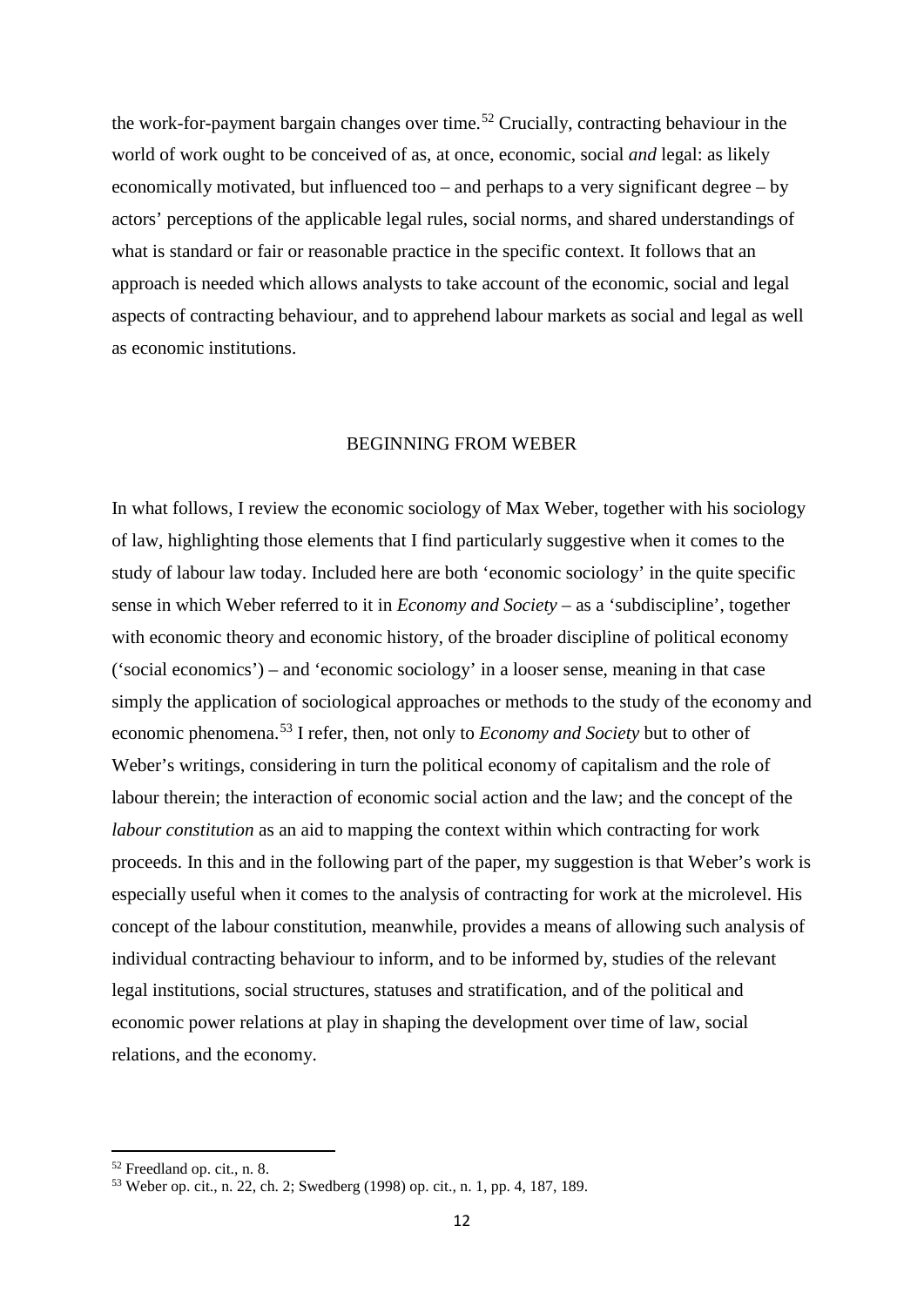the work-for-payment bargain changes over time.[52] Crucially, contracting behaviour in the world of work ought to be conceived of as, at once, economic, social *and* legal: as likely economically motivated, but influenced too – and perhaps to a very significant degree – by actors' perceptions of the applicable legal rules, social norms, and shared understandings of what is standard or fair or reasonable practice in the specific context. It follows that an approach is needed which allows analysts to take account of the economic, social and legal aspects of contracting behaviour, and to apprehend labour markets as social and legal as well as economic institutions.

## BEGINNING FROM WEBER

In what follows, I review the economic sociology of Max Weber, together with his sociology of law, highlighting those elements that I find particularly suggestive when it comes to the study of labour law today. Included here are both 'economic sociology' in the quite specific sense in which Weber referred to it in *Economy and Society* – as a 'subdiscipline', together with economic theory and economic history, of the broader discipline of political economy ('social economics') – and 'economic sociology' in a looser sense, meaning in that case simply the application of sociological approaches or methods to the study of the economy and economic phenomena.[53] I refer, then, not only to *Economy and Society* but to other of Weber's writings, considering in turn the political economy of capitalism and the role of labour therein; the interaction of economic social action and the law; and the concept of the *labour constitution* as an aid to mapping the context within which contracting for work proceeds. In this and in the following part of the paper, my suggestion is that Weber's work is especially useful when it comes to the analysis of contracting for work at the microlevel. His concept of the labour constitution, meanwhile, provides a means of allowing such analysis of individual contracting behaviour to inform, and to be informed by, studies of the relevant legal institutions, social structures, statuses and stratification, and of the political and economic power relations at play in shaping the development over time of law, social relations, and the economy.

[52] Freedland op. cit., n. 8.

[53] Weber op. cit., n. 22, ch. 2; Swedberg (1998) op. cit., n. 1, pp. 4, 187, 189.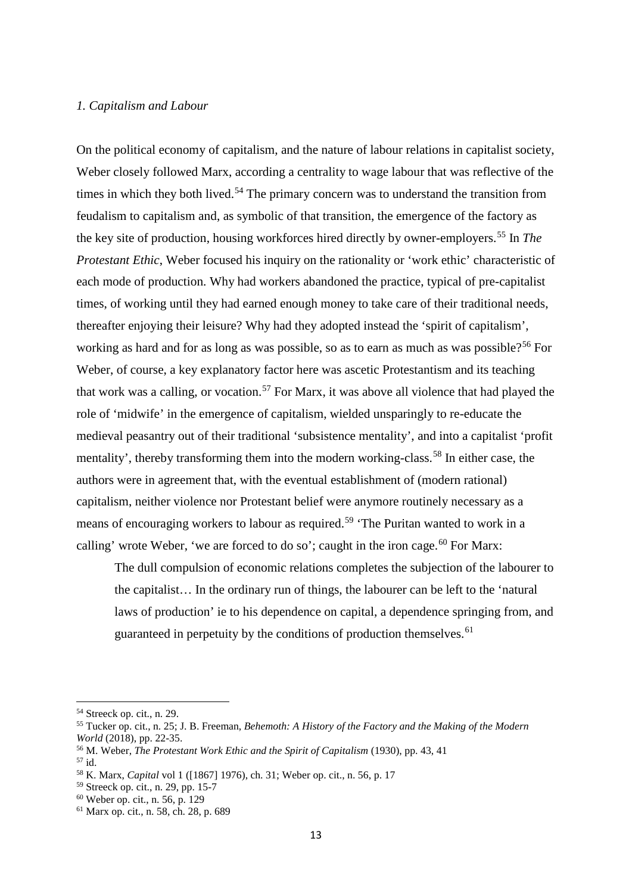### *1. Capitalism and Labour*

On the political economy of capitalism, and the nature of labour relations in capitalist society, Weber closely followed Marx, according a centrality to wage labour that was reflective of the times in which they both lived.[54] The primary concern was to understand the transition from feudalism to capitalism and, as symbolic of that transition, the emergence of the factory as the key site of production, housing workforces hired directly by owner-employers.[55] In *The Protestant Ethic*, Weber focused his inquiry on the rationality or 'work ethic' characteristic of each mode of production. Why had workers abandoned the practice, typical of pre-capitalist times, of working until they had earned enough money to take care of their traditional needs, thereafter enjoying their leisure? Why had they adopted instead the 'spirit of capitalism', working as hard and for as long as was possible, so as to earn as much as was possible?[56] For Weber, of course, a key explanatory factor here was ascetic Protestantism and its teaching that work was a calling, or vocation.[57] For Marx, it was above all violence that had played the role of 'midwife' in the emergence of capitalism, wielded unsparingly to re-educate the medieval peasantry out of their traditional 'subsistence mentality', and into a capitalist 'profit mentality', thereby transforming them into the modern working-class.[58] In either case, the authors were in agreement that, with the eventual establishment of (modern rational) capitalism, neither violence nor Protestant belief were anymore routinely necessary as a means of encouraging workers to labour as required.[59] 'The Puritan wanted to work in a calling' wrote Weber, 'we are forced to do so'; caught in the iron cage.[60] For Marx:

> The dull compulsion of economic relations completes the subjection of the labourer to the capitalist… In the ordinary run of things, the labourer can be left to the 'natural laws of production' ie to his dependence on capital, a dependence springing from, and guaranteed in perpetuity by the conditions of production themselves.[61]

---

[54] Streeck op. cit., n. 29.

[55] Tucker op. cit., n. 25; J. B. Freeman, *Behemoth: A History of the Factory and the Making of the Modern World* (2018), pp. 22-35.

[56] M. Weber, *The Protestant Work Ethic and the Spirit of Capitalism* (1930), pp. 43, 41

[57] id.

[58] K. Marx, *Capital* vol 1 ([1867] 1976), ch. 31; Weber op. cit., n. 56, p. 17

[59] Streeck op. cit., n. 29, pp. 15-7

[60] Weber op. cit., n. 56, p. 129

[61] Marx op. cit., n. 58, ch. 28, p. 689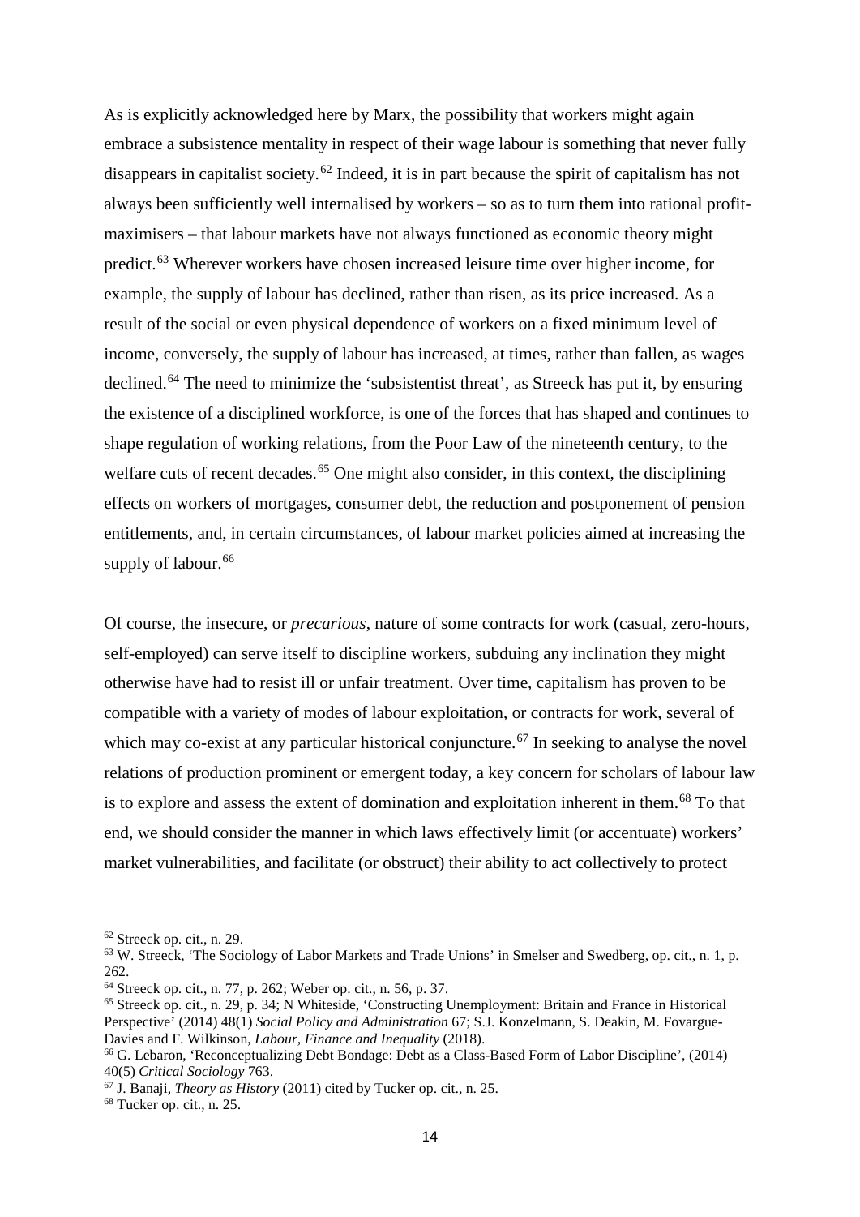As is explicitly acknowledged here by Marx, the possibility that workers might again embrace a subsistence mentality in respect of their wage labour is something that never fully disappears in capitalist society.[62] Indeed, it is in part because the spirit of capitalism has not always been sufficiently well internalised by workers – so as to turn them into rational profit-maximisers – that labour markets have not always functioned as economic theory might predict.[63] Wherever workers have chosen increased leisure time over higher income, for example, the supply of labour has declined, rather than risen, as its price increased. As a result of the social or even physical dependence of workers on a fixed minimum level of income, conversely, the supply of labour has increased, at times, rather than fallen, as wages declined.[64] The need to minimize the 'subsistentist threat', as Streeck has put it, by ensuring the existence of a disciplined workforce, is one of the forces that has shaped and continues to shape regulation of working relations, from the Poor Law of the nineteenth century, to the welfare cuts of recent decades.[65] One might also consider, in this context, the disciplining effects on workers of mortgages, consumer debt, the reduction and postponement of pension entitlements, and, in certain circumstances, of labour market policies aimed at increasing the supply of labour.[66]

Of course, the insecure, or *precarious*, nature of some contracts for work (casual, zero-hours, self-employed) can serve itself to discipline workers, subduing any inclination they might otherwise have had to resist ill or unfair treatment. Over time, capitalism has proven to be compatible with a variety of modes of labour exploitation, or contracts for work, several of which may co-exist at any particular historical conjuncture.[67] In seeking to analyse the novel relations of production prominent or emergent today, a key concern for scholars of labour law is to explore and assess the extent of domination and exploitation inherent in them.[68] To that end, we should consider the manner in which laws effectively limit (or accentuate) workers' market vulnerabilities, and facilitate (or obstruct) their ability to act collectively to protect

---

[62] Streeck op. cit., n. 29.

[63] W. Streeck, 'The Sociology of Labor Markets and Trade Unions' in Smelser and Swedberg, op. cit., n. 1, p. 262.

[64] Streeck op. cit., n. 77, p. 262; Weber op. cit., n. 56, p. 37.

[65] Streeck op. cit., n. 29, p. 34; N Whiteside, 'Constructing Unemployment: Britain and France in Historical Perspective' (2014) 48(1) *Social Policy and Administration* 67; S.J. Konzelmann, S. Deakin, M. Fovargue-Davies and F. Wilkinson, *Labour, Finance and Inequality* (2018).

[66] G. Lebaron, 'Reconceptualizing Debt Bondage: Debt as a Class-Based Form of Labor Discipline', (2014) 40(5) *Critical Sociology* 763.

[67] J. Banaji, *Theory as History* (2011) cited by Tucker op. cit., n. 25.

[68] Tucker op. cit., n. 25.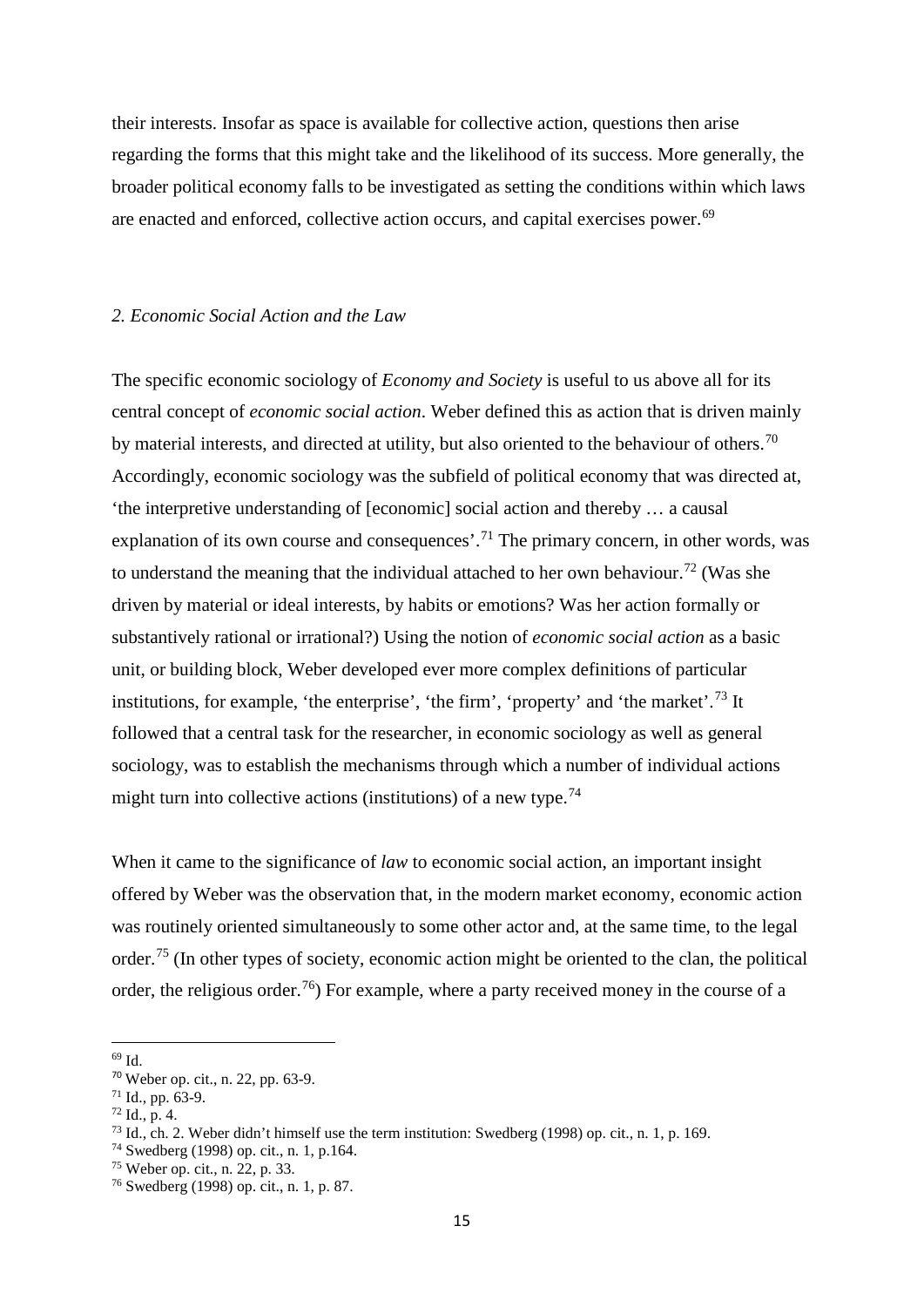their interests. Insofar as space is available for collective action, questions then arise regarding the forms that this might take and the likelihood of its success. More generally, the broader political economy falls to be investigated as setting the conditions within which laws are enacted and enforced, collective action occurs, and capital exercises power.[69]

## *2. Economic Social Action and the Law*

The specific economic sociology of *Economy and Society* is useful to us above all for its central concept of *economic social action*. Weber defined this as action that is driven mainly by material interests, and directed at utility, but also oriented to the behaviour of others.[70] Accordingly, economic sociology was the subfield of political economy that was directed at, 'the interpretive understanding of [economic] social action and thereby … a causal explanation of its own course and consequences'.[71] The primary concern, in other words, was to understand the meaning that the individual attached to her own behaviour.[72] (Was she driven by material or ideal interests, by habits or emotions? Was her action formally or substantively rational or irrational?) Using the notion of *economic social action* as a basic unit, or building block, Weber developed ever more complex definitions of particular institutions, for example, 'the enterprise', 'the firm', 'property' and 'the market'.[73] It followed that a central task for the researcher, in economic sociology as well as general sociology, was to establish the mechanisms through which a number of individual actions might turn into collective actions (institutions) of a new type.[74]

When it came to the significance of *law* to economic social action, an important insight offered by Weber was the observation that, in the modern market economy, economic action was routinely oriented simultaneously to some other actor and, at the same time, to the legal order.[75] (In other types of society, economic action might be oriented to the clan, the political order, the religious order.[76]) For example, where a party received money in the course of a

---

[69] Id.

[70] Weber op. cit., n. 22, pp. 63-9.

[71] Id., pp. 63-9.

[72] Id., p. 4.

[73] Id., ch. 2. Weber didn't himself use the term institution: Swedberg (1998) op. cit., n. 1, p. 169.

[74] Swedberg (1998) op. cit., n. 1, p.164.

[75] Weber op. cit., n. 22, p. 33.

[76] Swedberg (1998) op. cit., n. 1, p. 87.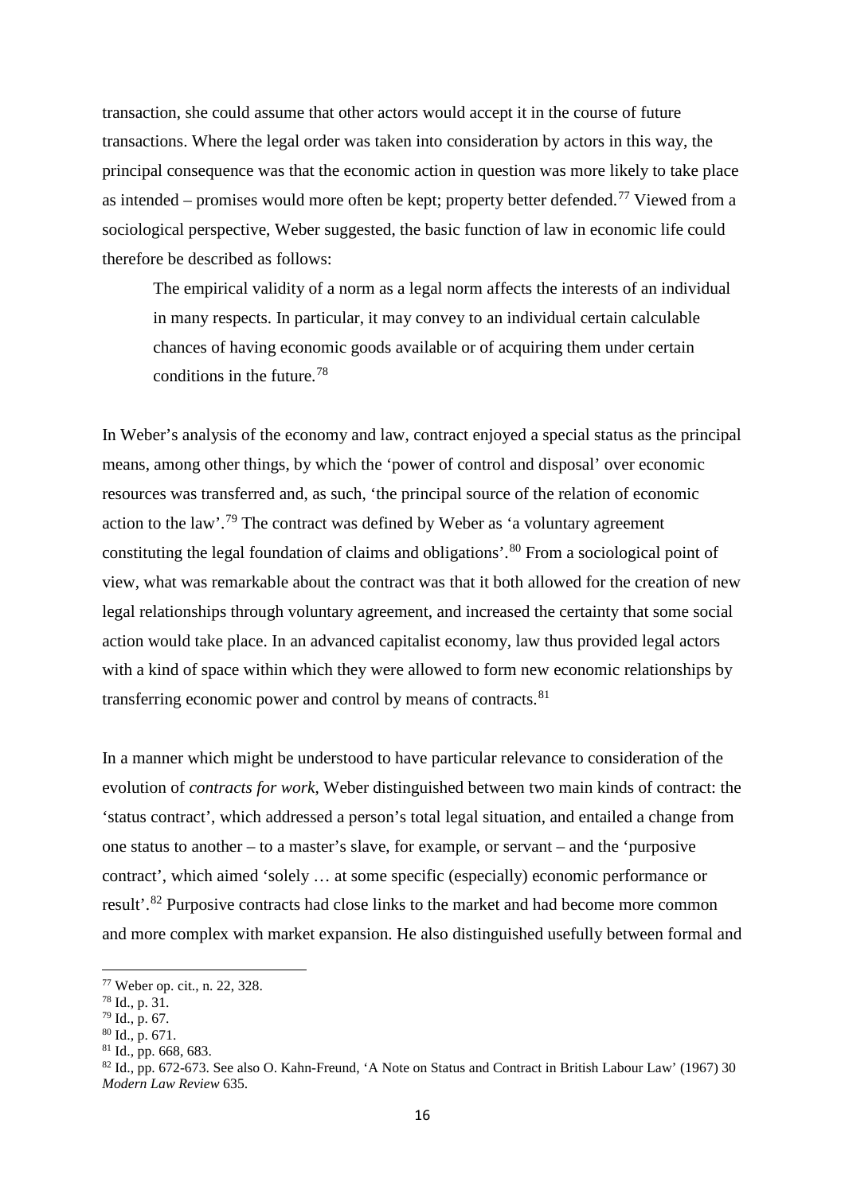transaction, she could assume that other actors would accept it in the course of future transactions. Where the legal order was taken into consideration by actors in this way, the principal consequence was that the economic action in question was more likely to take place as intended – promises would more often be kept; property better defended.[77] Viewed from a sociological perspective, Weber suggested, the basic function of law in economic life could therefore be described as follows:

> The empirical validity of a norm as a legal norm affects the interests of an individual in many respects. In particular, it may convey to an individual certain calculable chances of having economic goods available or of acquiring them under certain conditions in the future.[78]

In Weber's analysis of the economy and law, contract enjoyed a special status as the principal means, among other things, by which the 'power of control and disposal' over economic resources was transferred and, as such, 'the principal source of the relation of economic action to the law'.[79] The contract was defined by Weber as 'a voluntary agreement constituting the legal foundation of claims and obligations'.[80] From a sociological point of view, what was remarkable about the contract was that it both allowed for the creation of new legal relationships through voluntary agreement, and increased the certainty that some social action would take place. In an advanced capitalist economy, law thus provided legal actors with a kind of space within which they were allowed to form new economic relationships by transferring economic power and control by means of contracts.[81]

In a manner which might be understood to have particular relevance to consideration of the evolution of *contracts for work*, Weber distinguished between two main kinds of contract: the 'status contract', which addressed a person's total legal situation, and entailed a change from one status to another – to a master's slave, for example, or servant – and the 'purposive contract', which aimed 'solely … at some specific (especially) economic performance or result'.[82] Purposive contracts had close links to the market and had become more common and more complex with market expansion. He also distinguished usefully between formal and

---

[77] Weber op. cit., n. 22, 328.

[78] Id., p. 31.

[79] Id., p. 67.

[80] Id., p. 671.

[81] Id., pp. 668, 683.

[82] Id., pp. 672-673. See also O. Kahn-Freund, 'A Note on Status and Contract in British Labour Law' (1967) 30 *Modern Law Review* 635.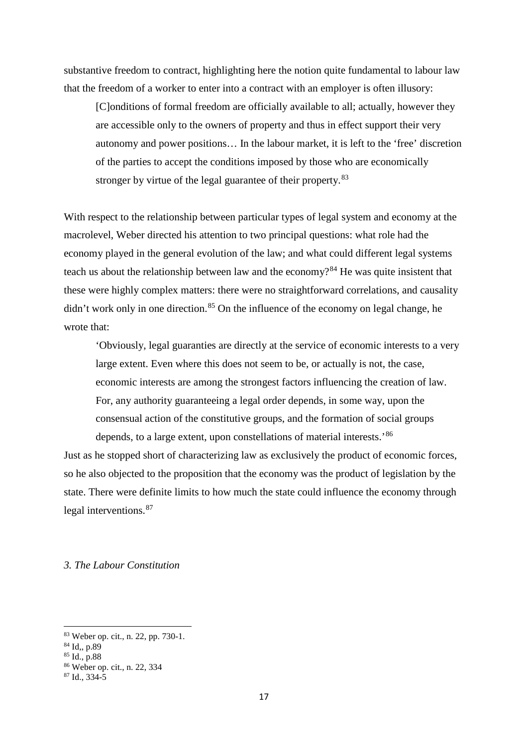substantive freedom to contract, highlighting here the notion quite fundamental to labour law that the freedom of a worker to enter into a contract with an employer is often illusory:

> [C]onditions of formal freedom are officially available to all; actually, however they are accessible only to the owners of property and thus in effect support their very autonomy and power positions… In the labour market, it is left to the 'free' discretion of the parties to accept the conditions imposed by those who are economically stronger by virtue of the legal guarantee of their property.[83]

With respect to the relationship between particular types of legal system and economy at the macrolevel, Weber directed his attention to two principal questions: what role had the economy played in the general evolution of the law; and what could different legal systems teach us about the relationship between law and the economy?[84] He was quite insistent that these were highly complex matters: there were no straightforward correlations, and causality didn't work only in one direction.[85] On the influence of the economy on legal change, he wrote that:

> 'Obviously, legal guaranties are directly at the service of economic interests to a very large extent. Even where this does not seem to be, or actually is not, the case, economic interests are among the strongest factors influencing the creation of law. For, any authority guaranteeing a legal order depends, in some way, upon the consensual action of the constitutive groups, and the formation of social groups depends, to a large extent, upon constellations of material interests.'[86]

Just as he stopped short of characterizing law as exclusively the product of economic forces, so he also objected to the proposition that the economy was the product of legislation by the state. There were definite limits to how much the state could influence the economy through legal interventions.[87]

## *3. The Labour Constitution*

---

[83] Weber op. cit., n. 22, pp. 730-1.

[84] Id,, p.89

[85] Id., p.88

[86] Weber op. cit., n. 22, 334

[87] Id., 334-5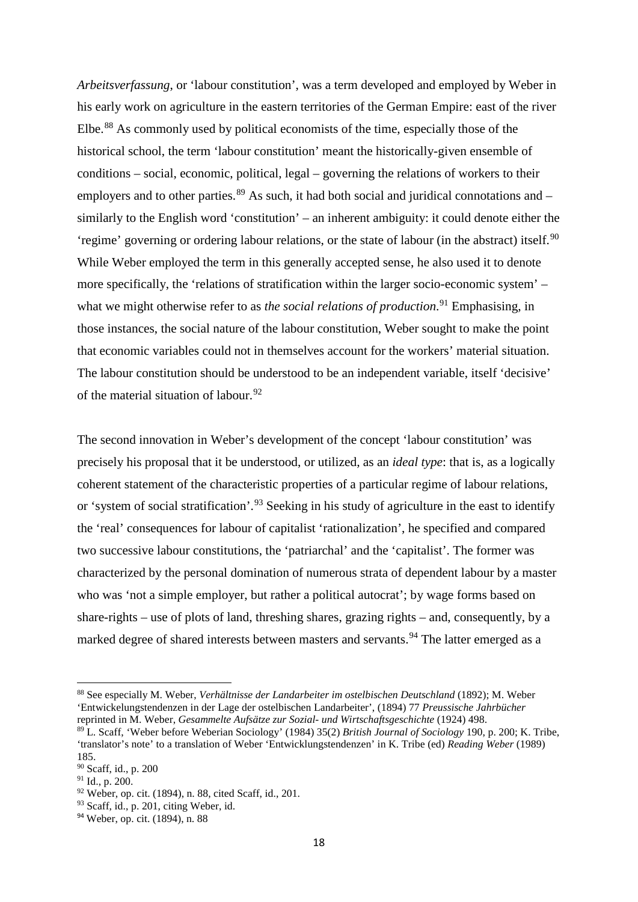*Arbeitsverfassung*, or 'labour constitution', was a term developed and employed by Weber in his early work on agriculture in the eastern territories of the German Empire: east of the river Elbe.[88] As commonly used by political economists of the time, especially those of the historical school, the term 'labour constitution' meant the historically-given ensemble of conditions – social, economic, political, legal – governing the relations of workers to their employers and to other parties.[89] As such, it had both social and juridical connotations and – similarly to the English word 'constitution' – an inherent ambiguity: it could denote either the 'regime' governing or ordering labour relations, or the state of labour (in the abstract) itself.[90] While Weber employed the term in this generally accepted sense, he also used it to denote more specifically, the 'relations of stratification within the larger socio-economic system' – what we might otherwise refer to as *the social relations of production*.[91] Emphasising, in those instances, the social nature of the labour constitution, Weber sought to make the point that economic variables could not in themselves account for the workers' material situation. The labour constitution should be understood to be an independent variable, itself 'decisive' of the material situation of labour.[92]

The second innovation in Weber's development of the concept 'labour constitution' was precisely his proposal that it be understood, or utilized, as an *ideal type*: that is, as a logically coherent statement of the characteristic properties of a particular regime of labour relations, or 'system of social stratification'.[93] Seeking in his study of agriculture in the east to identify the 'real' consequences for labour of capitalist 'rationalization', he specified and compared two successive labour constitutions, the 'patriarchal' and the 'capitalist'. The former was characterized by the personal domination of numerous strata of dependent labour by a master who was 'not a simple employer, but rather a political autocrat'; by wage forms based on share-rights – use of plots of land, threshing shares, grazing rights – and, consequently, by a marked degree of shared interests between masters and servants.[94] The latter emerged as a

---

[88] See especially M. Weber, *Verhältnisse der Landarbeiter im ostelbischen Deutschland* (1892); M. Weber 'Entwickelungstendenzen in der Lage der ostelbischen Landarbeiter', (1894) 77 *Preussische Jahrbücher* reprinted in M. Weber, *Gesammelte Aufsätze zur Sozial- und Wirtschaftsgeschichte* (1924) 498.

[89] L. Scaff, 'Weber before Weberian Sociology' (1984) 35(2) *British Journal of Sociology* 190, p. 200; K. Tribe, 'translator's note' to a translation of Weber 'Entwicklungstendenzen' in K. Tribe (ed) *Reading Weber* (1989) 185.

[90] Scaff, id., p. 200

[91] Id., p. 200.

[92] Weber, op. cit. (1894), n. 88, cited Scaff, id., 201.

[93] Scaff, id., p. 201, citing Weber, id.

[94] Weber, op. cit. (1894), n. 88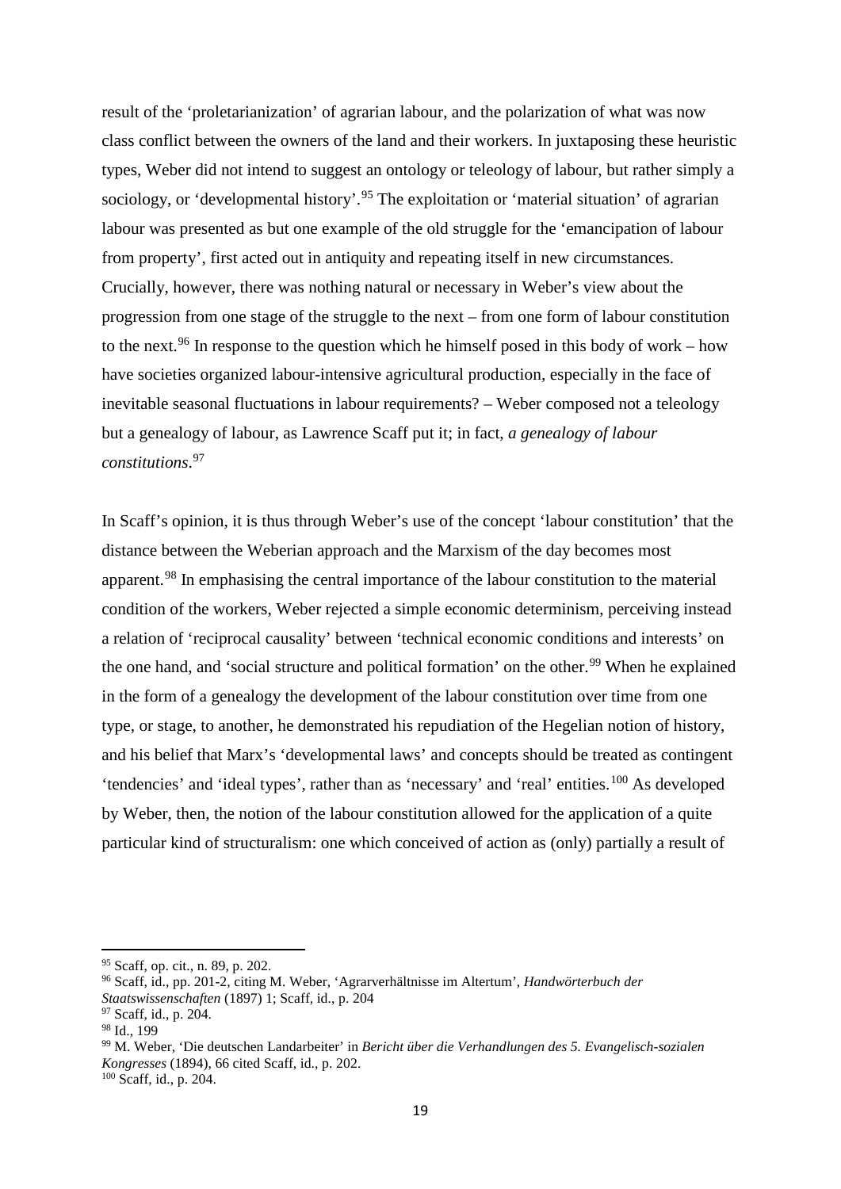result of the 'proletarianization' of agrarian labour, and the polarization of what was now class conflict between the owners of the land and their workers. In juxtaposing these heuristic types, Weber did not intend to suggest an ontology or teleology of labour, but rather simply a sociology, or 'developmental history'.[95] The exploitation or 'material situation' of agrarian labour was presented as but one example of the old struggle for the 'emancipation of labour from property', first acted out in antiquity and repeating itself in new circumstances. Crucially, however, there was nothing natural or necessary in Weber's view about the progression from one stage of the struggle to the next – from one form of labour constitution to the next.[96] In response to the question which he himself posed in this body of work – how have societies organized labour-intensive agricultural production, especially in the face of inevitable seasonal fluctuations in labour requirements? – Weber composed not a teleology but a genealogy of labour, as Lawrence Scaff put it; in fact, *a genealogy of labour constitutions*.[97]

In Scaff's opinion, it is thus through Weber's use of the concept 'labour constitution' that the distance between the Weberian approach and the Marxism of the day becomes most apparent.[98] In emphasising the central importance of the labour constitution to the material condition of the workers, Weber rejected a simple economic determinism, perceiving instead a relation of 'reciprocal causality' between 'technical economic conditions and interests' on the one hand, and 'social structure and political formation' on the other.[99] When he explained in the form of a genealogy the development of the labour constitution over time from one type, or stage, to another, he demonstrated his repudiation of the Hegelian notion of history, and his belief that Marx's 'developmental laws' and concepts should be treated as contingent 'tendencies' and 'ideal types', rather than as 'necessary' and 'real' entities.[100] As developed by Weber, then, the notion of the labour constitution allowed for the application of a quite particular kind of structuralism: one which conceived of action as (only) partially a result of

---

[95] Scaff, op. cit., n. 89, p. 202.

[96] Scaff, id., pp. 201-2, citing M. Weber, 'Agrarverhältnisse im Altertum', *Handwörterbuch der Staatswissenschaften* (1897) 1; Scaff, id., p. 204

[97] Scaff, id., p. 204.

[98] Id., 199

[99] M. Weber, 'Die deutschen Landarbeiter' in *Bericht über die Verhandlungen des 5. Evangelisch-sozialen Kongresses* (1894), 66 cited Scaff, id., p. 202.

[100] Scaff, id., p. 204.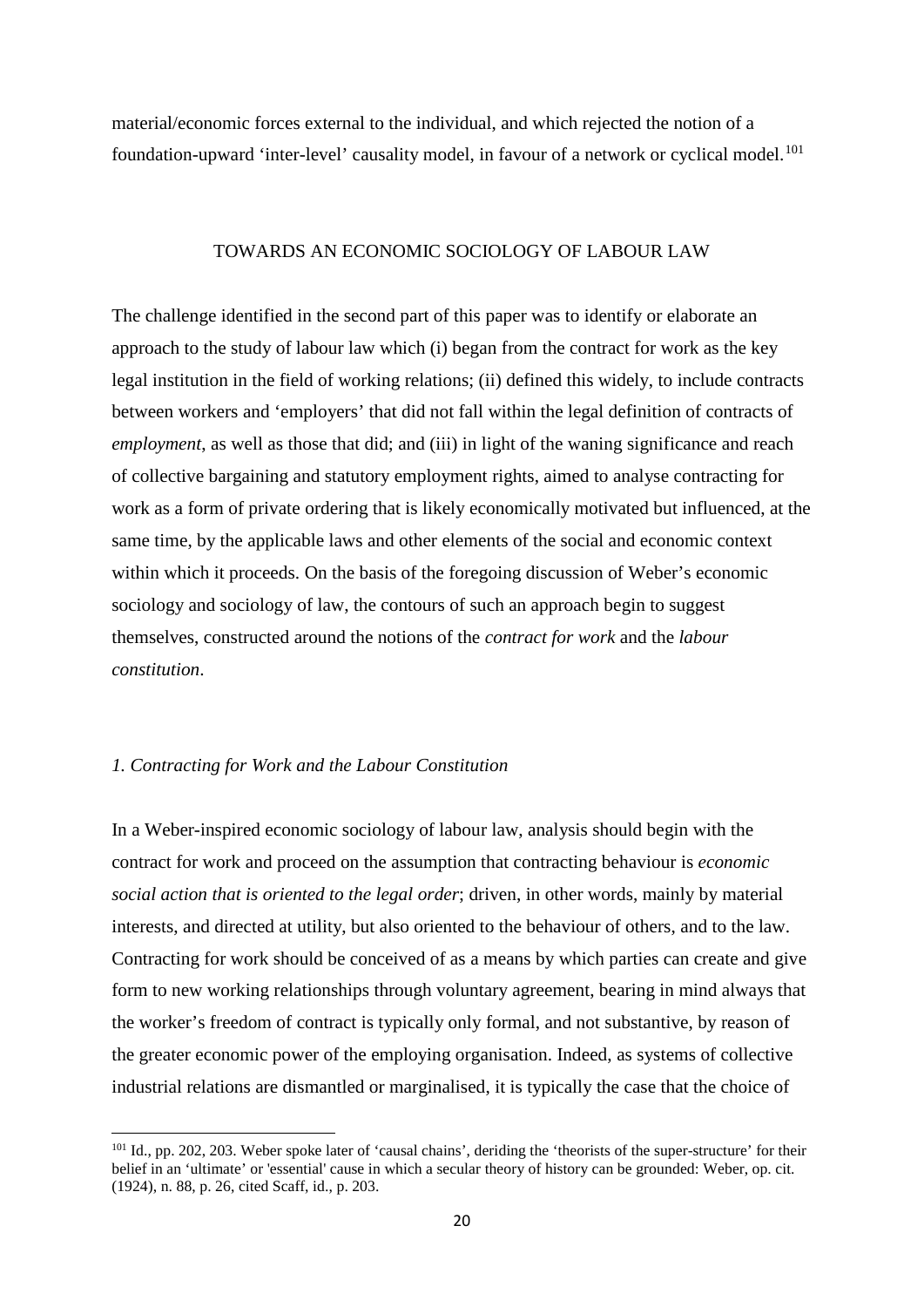material/economic forces external to the individual, and which rejected the notion of a foundation-upward 'inter-level' causality model, in favour of a network or cyclical model.[101]

## TOWARDS AN ECONOMIC SOCIOLOGY OF LABOUR LAW

The challenge identified in the second part of this paper was to identify or elaborate an approach to the study of labour law which (i) began from the contract for work as the key legal institution in the field of working relations; (ii) defined this widely, to include contracts between workers and 'employers' that did not fall within the legal definition of contracts of *employment*, as well as those that did; and (iii) in light of the waning significance and reach of collective bargaining and statutory employment rights, aimed to analyse contracting for work as a form of private ordering that is likely economically motivated but influenced, at the same time, by the applicable laws and other elements of the social and economic context within which it proceeds. On the basis of the foregoing discussion of Weber's economic sociology and sociology of law, the contours of such an approach begin to suggest themselves, constructed around the notions of the *contract for work* and the *labour constitution*.

### *1. Contracting for Work and the Labour Constitution*

In a Weber-inspired economic sociology of labour law, analysis should begin with the contract for work and proceed on the assumption that contracting behaviour is *economic social action that is oriented to the legal order*; driven, in other words, mainly by material interests, and directed at utility, but also oriented to the behaviour of others, and to the law. Contracting for work should be conceived of as a means by which parties can create and give form to new working relationships through voluntary agreement, bearing in mind always that the worker's freedom of contract is typically only formal, and not substantive, by reason of the greater economic power of the employing organisation. Indeed, as systems of collective industrial relations are dismantled or marginalised, it is typically the case that the choice of

---

[101] Id., pp. 202, 203. Weber spoke later of 'causal chains', deriding the 'theorists of the super-structure' for their belief in an 'ultimate' or 'essential' cause in which a secular theory of history can be grounded: Weber, op. cit. (1924), n. 88, p. 26, cited Scaff, id., p. 203.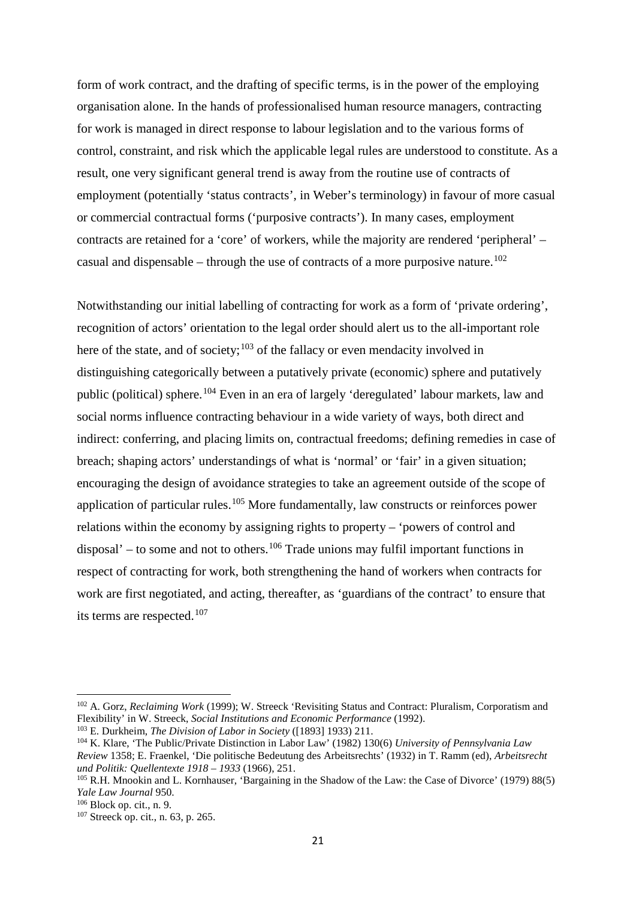form of work contract, and the drafting of specific terms, is in the power of the employing organisation alone. In the hands of professionalised human resource managers, contracting for work is managed in direct response to labour legislation and to the various forms of control, constraint, and risk which the applicable legal rules are understood to constitute. As a result, one very significant general trend is away from the routine use of contracts of employment (potentially 'status contracts', in Weber's terminology) in favour of more casual or commercial contractual forms ('purposive contracts'). In many cases, employment contracts are retained for a 'core' of workers, while the majority are rendered 'peripheral' – casual and dispensable – through the use of contracts of a more purposive nature.[102]

Notwithstanding our initial labelling of contracting for work as a form of 'private ordering', recognition of actors' orientation to the legal order should alert us to the all-important role here of the state, and of society;[103] of the fallacy or even mendacity involved in distinguishing categorically between a putatively private (economic) sphere and putatively public (political) sphere.[104] Even in an era of largely 'deregulated' labour markets, law and social norms influence contracting behaviour in a wide variety of ways, both direct and indirect: conferring, and placing limits on, contractual freedoms; defining remedies in case of breach; shaping actors' understandings of what is 'normal' or 'fair' in a given situation; encouraging the design of avoidance strategies to take an agreement outside of the scope of application of particular rules.[105] More fundamentally, law constructs or reinforces power relations within the economy by assigning rights to property – 'powers of control and disposal' – to some and not to others.[106] Trade unions may fulfil important functions in respect of contracting for work, both strengthening the hand of workers when contracts for work are first negotiated, and acting, thereafter, as 'guardians of the contract' to ensure that its terms are respected.[107]

---

[102] A. Gorz, *Reclaiming Work* (1999); W. Streeck 'Revisiting Status and Contract: Pluralism, Corporatism and Flexibility' in W. Streeck, *Social Institutions and Economic Performance* (1992).

[103] E. Durkheim, *The Division of Labor in Society* ([1893] 1933) 211.

[104] K. Klare, 'The Public/Private Distinction in Labor Law' (1982) 130(6) *University of Pennsylvania Law Review* 1358; E. Fraenkel, 'Die politische Bedeutung des Arbeitsrechts' (1932) in T. Ramm (ed), *Arbeitsrecht und Politik: Quellentexte 1918 – 1933* (1966), 251.

[105] R.H. Mnookin and L. Kornhauser, 'Bargaining in the Shadow of the Law: the Case of Divorce' (1979) 88(5) *Yale Law Journal* 950.

[106] Block op. cit., n. 9.

[107] Streeck op. cit., n. 63, p. 265.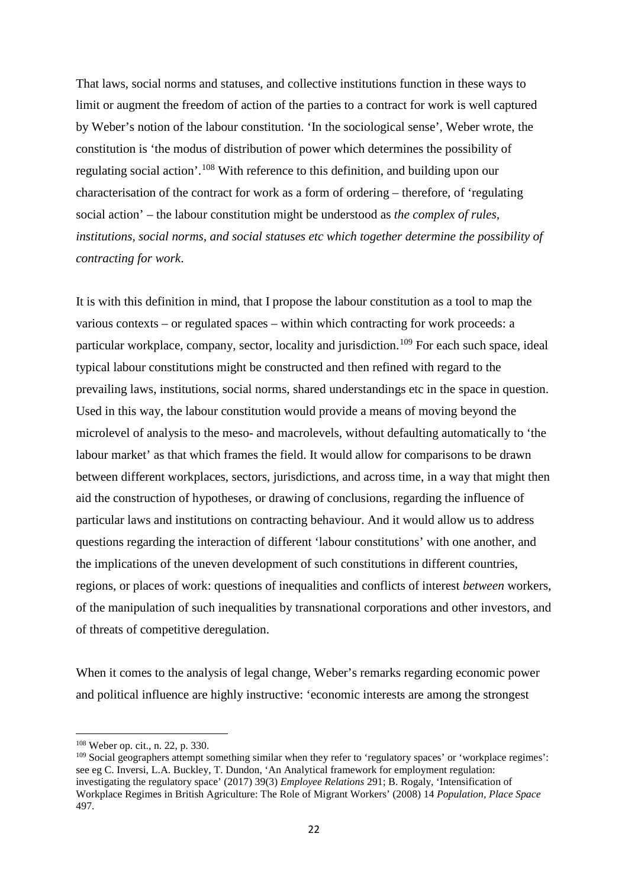That laws, social norms and statuses, and collective institutions function in these ways to limit or augment the freedom of action of the parties to a contract for work is well captured by Weber's notion of the labour constitution. 'In the sociological sense', Weber wrote, the constitution is 'the modus of distribution of power which determines the possibility of regulating social action'.[108] With reference to this definition, and building upon our characterisation of the contract for work as a form of ordering – therefore, of 'regulating social action' – the labour constitution might be understood as *the complex of rules, institutions, social norms, and social statuses etc which together determine the possibility of contracting for work*.

It is with this definition in mind, that I propose the labour constitution as a tool to map the various contexts – or regulated spaces – within which contracting for work proceeds: a particular workplace, company, sector, locality and jurisdiction.[109] For each such space, ideal typical labour constitutions might be constructed and then refined with regard to the prevailing laws, institutions, social norms, shared understandings etc in the space in question. Used in this way, the labour constitution would provide a means of moving beyond the microlevel of analysis to the meso- and macrolevels, without defaulting automatically to 'the labour market' as that which frames the field. It would allow for comparisons to be drawn between different workplaces, sectors, jurisdictions, and across time, in a way that might then aid the construction of hypotheses, or drawing of conclusions, regarding the influence of particular laws and institutions on contracting behaviour. And it would allow us to address questions regarding the interaction of different 'labour constitutions' with one another, and the implications of the uneven development of such constitutions in different countries, regions, or places of work: questions of inequalities and conflicts of interest *between* workers, of the manipulation of such inequalities by transnational corporations and other investors, and of threats of competitive deregulation.

When it comes to the analysis of legal change, Weber's remarks regarding economic power and political influence are highly instructive: 'economic interests are among the strongest

---

[108] Weber op. cit., n. 22, p. 330.

[109] Social geographers attempt something similar when they refer to 'regulatory spaces' or 'workplace regimes': see eg C. Inversi, L.A. Buckley, T. Dundon, 'An Analytical framework for employment regulation: investigating the regulatory space' (2017) 39(3) *Employee Relations* 291; B. Rogaly, 'Intensification of Workplace Regimes in British Agriculture: The Role of Migrant Workers' (2008) 14 *Population, Place Space* 497.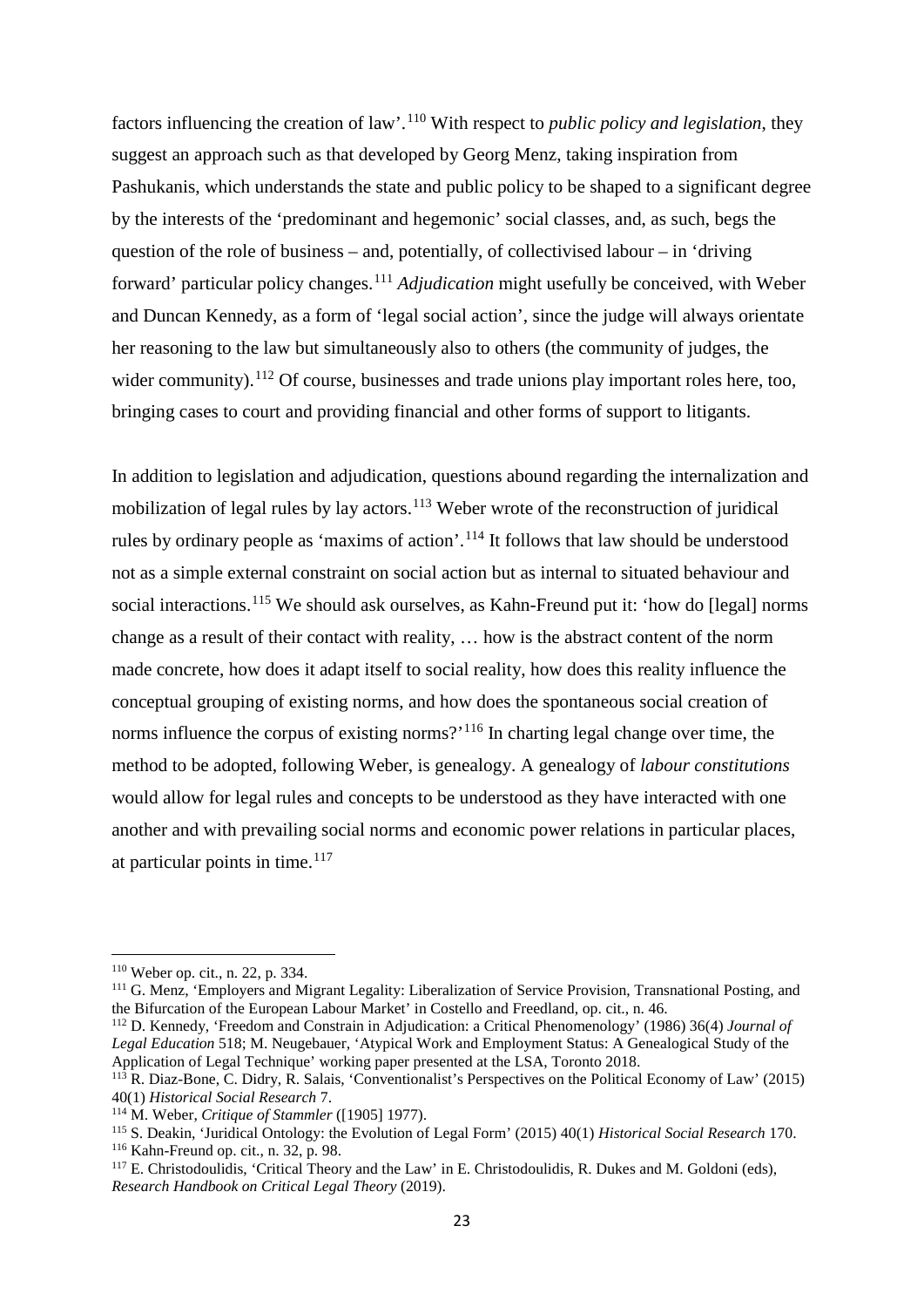factors influencing the creation of law'.[110] With respect to *public policy and legislation*, they suggest an approach such as that developed by Georg Menz, taking inspiration from Pashukanis, which understands the state and public policy to be shaped to a significant degree by the interests of the 'predominant and hegemonic' social classes, and, as such, begs the question of the role of business – and, potentially, of collectivised labour – in 'driving forward' particular policy changes.[111] *Adjudication* might usefully be conceived, with Weber and Duncan Kennedy, as a form of 'legal social action', since the judge will always orientate her reasoning to the law but simultaneously also to others (the community of judges, the wider community).[112] Of course, businesses and trade unions play important roles here, too, bringing cases to court and providing financial and other forms of support to litigants.

In addition to legislation and adjudication, questions abound regarding the internalization and mobilization of legal rules by lay actors.[113] Weber wrote of the reconstruction of juridical rules by ordinary people as 'maxims of action'.[114] It follows that law should be understood not as a simple external constraint on social action but as internal to situated behaviour and social interactions.[115] We should ask ourselves, as Kahn-Freund put it: 'how do [legal] norms change as a result of their contact with reality, … how is the abstract content of the norm made concrete, how does it adapt itself to social reality, how does this reality influence the conceptual grouping of existing norms, and how does the spontaneous social creation of norms influence the corpus of existing norms?'[116] In charting legal change over time, the method to be adopted, following Weber, is genealogy. A genealogy of *labour constitutions* would allow for legal rules and concepts to be understood as they have interacted with one another and with prevailing social norms and economic power relations in particular places, at particular points in time.[117]

---

[110] Weber op. cit., n. 22, p. 334.

[111] G. Menz, 'Employers and Migrant Legality: Liberalization of Service Provision, Transnational Posting, and the Bifurcation of the European Labour Market' in Costello and Freedland, op. cit., n. 46.

[112] D. Kennedy, 'Freedom and Constrain in Adjudication: a Critical Phenomenology' (1986) 36(4) *Journal of Legal Education* 518; M. Neugebauer, 'Atypical Work and Employment Status: A Genealogical Study of the Application of Legal Technique' working paper presented at the LSA, Toronto 2018.

[113] R. Diaz-Bone, C. Didry, R. Salais, 'Conventionalist's Perspectives on the Political Economy of Law' (2015) 40(1) *Historical Social Research* 7.

[114] M. Weber, *Critique of Stammler* ([1905] 1977).

[115] S. Deakin, 'Juridical Ontology: the Evolution of Legal Form' (2015) 40(1) *Historical Social Research* 170.

[116] Kahn-Freund op. cit., n. 32, p. 98.

[117] E. Christodoulidis, 'Critical Theory and the Law' in E. Christodoulidis, R. Dukes and M. Goldoni (eds), *Research Handbook on Critical Legal Theory* (2019).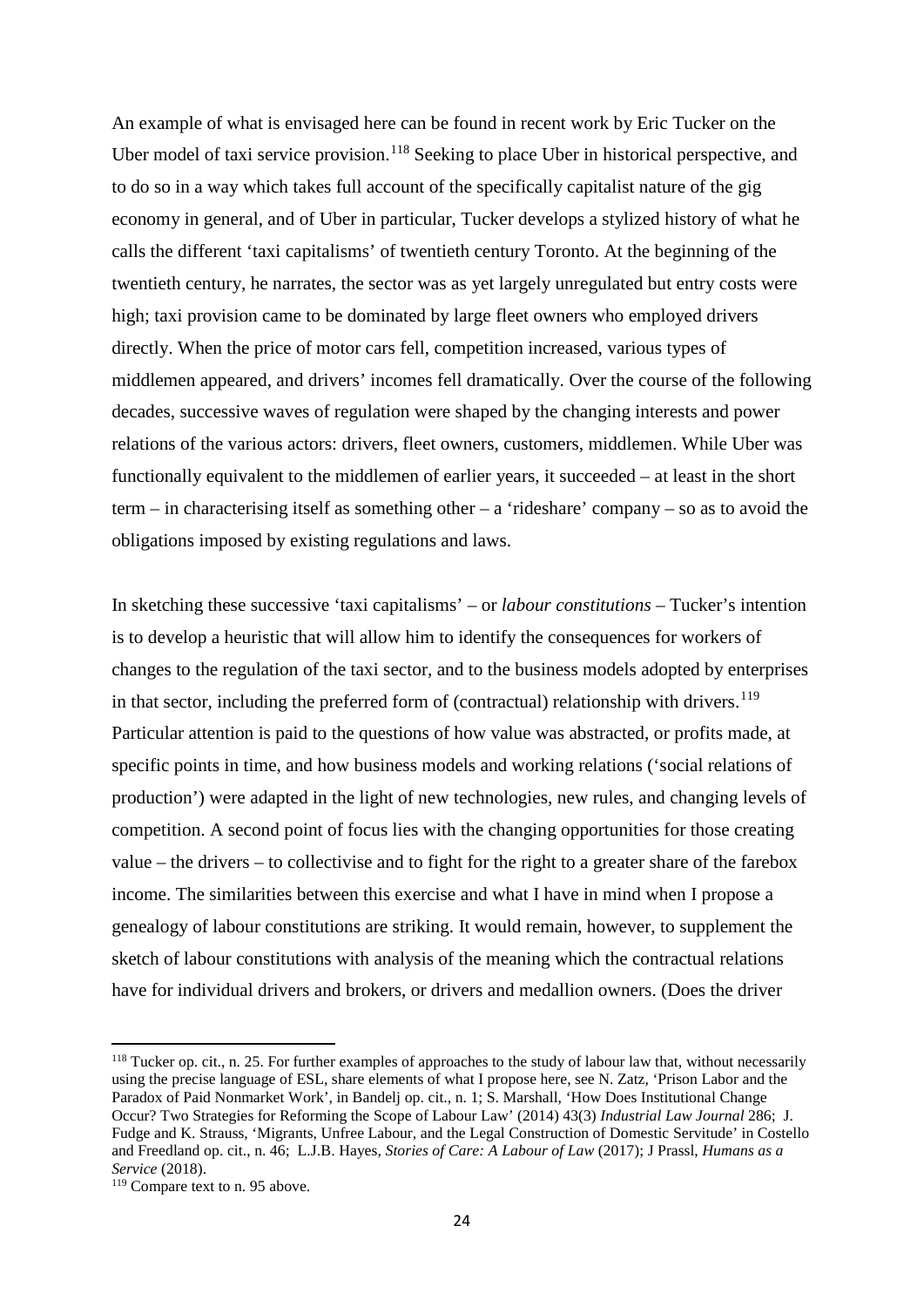An example of what is envisaged here can be found in recent work by Eric Tucker on the Uber model of taxi service provision.[118] Seeking to place Uber in historical perspective, and to do so in a way which takes full account of the specifically capitalist nature of the gig economy in general, and of Uber in particular, Tucker develops a stylized history of what he calls the different 'taxi capitalisms' of twentieth century Toronto. At the beginning of the twentieth century, he narrates, the sector was as yet largely unregulated but entry costs were high; taxi provision came to be dominated by large fleet owners who employed drivers directly. When the price of motor cars fell, competition increased, various types of middlemen appeared, and drivers' incomes fell dramatically. Over the course of the following decades, successive waves of regulation were shaped by the changing interests and power relations of the various actors: drivers, fleet owners, customers, middlemen. While Uber was functionally equivalent to the middlemen of earlier years, it succeeded – at least in the short term – in characterising itself as something other – a 'rideshare' company – so as to avoid the obligations imposed by existing regulations and laws.

In sketching these successive 'taxi capitalisms' – or *labour constitutions* – Tucker's intention is to develop a heuristic that will allow him to identify the consequences for workers of changes to the regulation of the taxi sector, and to the business models adopted by enterprises in that sector, including the preferred form of (contractual) relationship with drivers.[119] Particular attention is paid to the questions of how value was abstracted, or profits made, at specific points in time, and how business models and working relations ('social relations of production') were adapted in the light of new technologies, new rules, and changing levels of competition. A second point of focus lies with the changing opportunities for those creating value – the drivers – to collectivise and to fight for the right to a greater share of the farebox income. The similarities between this exercise and what I have in mind when I propose a genealogy of labour constitutions are striking. It would remain, however, to supplement the sketch of labour constitutions with analysis of the meaning which the contractual relations have for individual drivers and brokers, or drivers and medallion owners. (Does the driver

---

[118] Tucker op. cit., n. 25. For further examples of approaches to the study of labour law that, without necessarily using the precise language of ESL, share elements of what I propose here, see N. Zatz, 'Prison Labor and the Paradox of Paid Nonmarket Work', in Bandelj op. cit., n. 1; S. Marshall, 'How Does Institutional Change Occur? Two Strategies for Reforming the Scope of Labour Law' (2014) 43(3) *Industrial Law Journal* 286; J. Fudge and K. Strauss, 'Migrants, Unfree Labour, and the Legal Construction of Domestic Servitude' in Costello and Freedland op. cit., n. 46; L.J.B. Hayes, *Stories of Care: A Labour of Law* (2017); J Prassl, *Humans as a Service* (2018).

[119] Compare text to n. 95 above.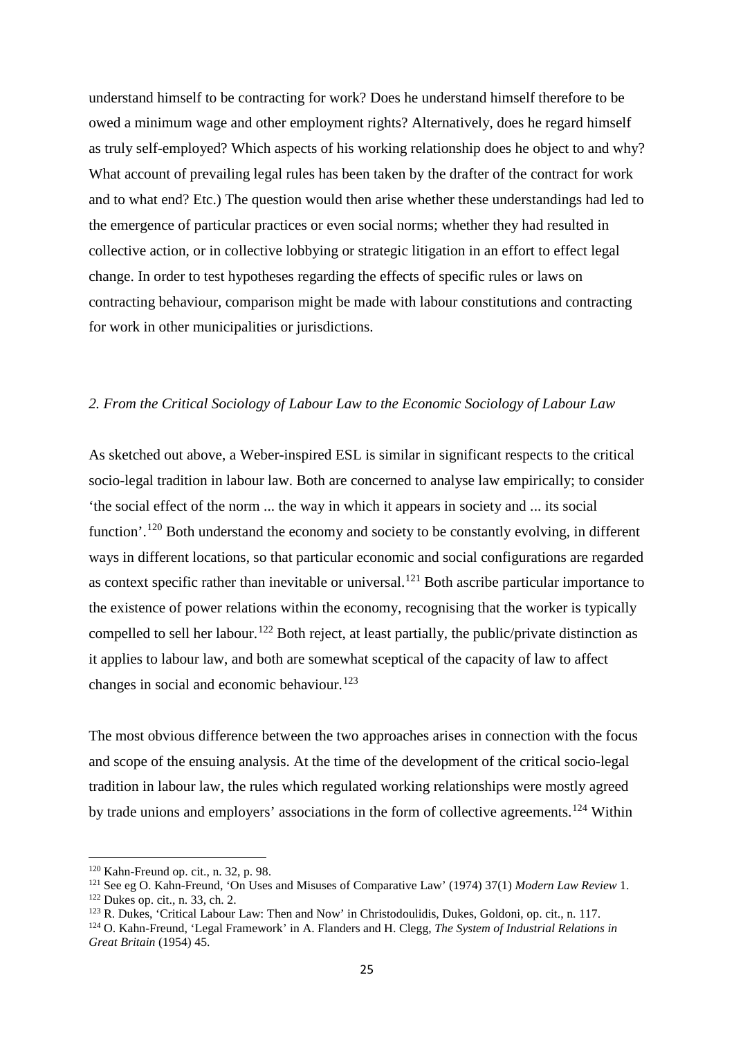understand himself to be contracting for work? Does he understand himself therefore to be owed a minimum wage and other employment rights? Alternatively, does he regard himself as truly self-employed? Which aspects of his working relationship does he object to and why? What account of prevailing legal rules has been taken by the drafter of the contract for work and to what end? Etc.) The question would then arise whether these understandings had led to the emergence of particular practices or even social norms; whether they had resulted in collective action, or in collective lobbying or strategic litigation in an effort to effect legal change. In order to test hypotheses regarding the effects of specific rules or laws on contracting behaviour, comparison might be made with labour constitutions and contracting for work in other municipalities or jurisdictions.

### *2. From the Critical Sociology of Labour Law to the Economic Sociology of Labour Law*

As sketched out above, a Weber-inspired ESL is similar in significant respects to the critical socio-legal tradition in labour law. Both are concerned to analyse law empirically; to consider 'the social effect of the norm ... the way in which it appears in society and ... its social function'.[120] Both understand the economy and society to be constantly evolving, in different ways in different locations, so that particular economic and social configurations are regarded as context specific rather than inevitable or universal.[121] Both ascribe particular importance to the existence of power relations within the economy, recognising that the worker is typically compelled to sell her labour.[122] Both reject, at least partially, the public/private distinction as it applies to labour law, and both are somewhat sceptical of the capacity of law to affect changes in social and economic behaviour.[123]

The most obvious difference between the two approaches arises in connection with the focus and scope of the ensuing analysis. At the time of the development of the critical socio-legal tradition in labour law, the rules which regulated working relationships were mostly agreed by trade unions and employers' associations in the form of collective agreements.[124] Within

---

[120] Kahn-Freund op. cit., n. 32, p. 98.

[121] See eg O. Kahn-Freund, 'On Uses and Misuses of Comparative Law' (1974) 37(1) *Modern Law Review* 1.

[122] Dukes op. cit., n. 33, ch. 2.

[123] R. Dukes, 'Critical Labour Law: Then and Now' in Christodoulidis, Dukes, Goldoni, op. cit., n. 117.

[124] O. Kahn-Freund, 'Legal Framework' in A. Flanders and H. Clegg, *The System of Industrial Relations in Great Britain* (1954) 45.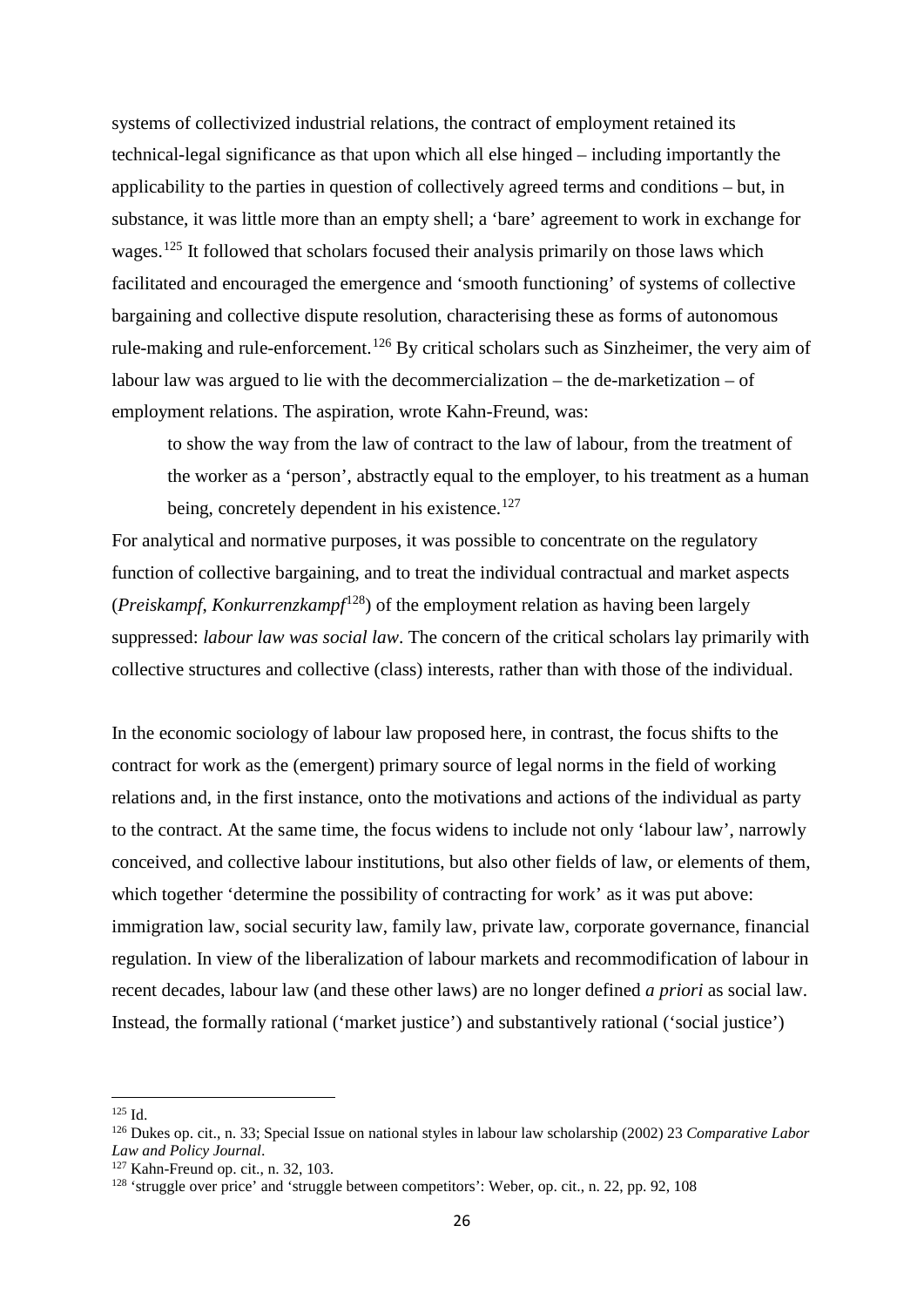systems of collectivized industrial relations, the contract of employment retained its technical-legal significance as that upon which all else hinged – including importantly the applicability to the parties in question of collectively agreed terms and conditions – but, in substance, it was little more than an empty shell; a 'bare' agreement to work in exchange for wages.[125] It followed that scholars focused their analysis primarily on those laws which facilitated and encouraged the emergence and 'smooth functioning' of systems of collective bargaining and collective dispute resolution, characterising these as forms of autonomous rule-making and rule-enforcement.[126] By critical scholars such as Sinzheimer, the very aim of labour law was argued to lie with the decommercialization – the de-marketization – of employment relations. The aspiration, wrote Kahn-Freund, was:

> to show the way from the law of contract to the law of labour, from the treatment of the worker as a 'person', abstractly equal to the employer, to his treatment as a human being, concretely dependent in his existence.[127]

For analytical and normative purposes, it was possible to concentrate on the regulatory function of collective bargaining, and to treat the individual contractual and market aspects (*Preiskampf*, *Konkurrenzkampf*[128]) of the employment relation as having been largely suppressed: *labour law was social law*. The concern of the critical scholars lay primarily with collective structures and collective (class) interests, rather than with those of the individual.

In the economic sociology of labour law proposed here, in contrast, the focus shifts to the contract for work as the (emergent) primary source of legal norms in the field of working relations and, in the first instance, onto the motivations and actions of the individual as party to the contract. At the same time, the focus widens to include not only 'labour law', narrowly conceived, and collective labour institutions, but also other fields of law, or elements of them, which together 'determine the possibility of contracting for work' as it was put above: immigration law, social security law, family law, private law, corporate governance, financial regulation. In view of the liberalization of labour markets and recommodification of labour in recent decades, labour law (and these other laws) are no longer defined *a priori* as social law. Instead, the formally rational ('market justice') and substantively rational ('social justice')

---

[125] Id.

[126] Dukes op. cit., n. 33; Special Issue on national styles in labour law scholarship (2002) 23 *Comparative Labor Law and Policy Journal*.

[127] Kahn-Freund op. cit., n. 32, 103.

[128] 'struggle over price' and 'struggle between competitors': Weber, op. cit., n. 22, pp. 92, 108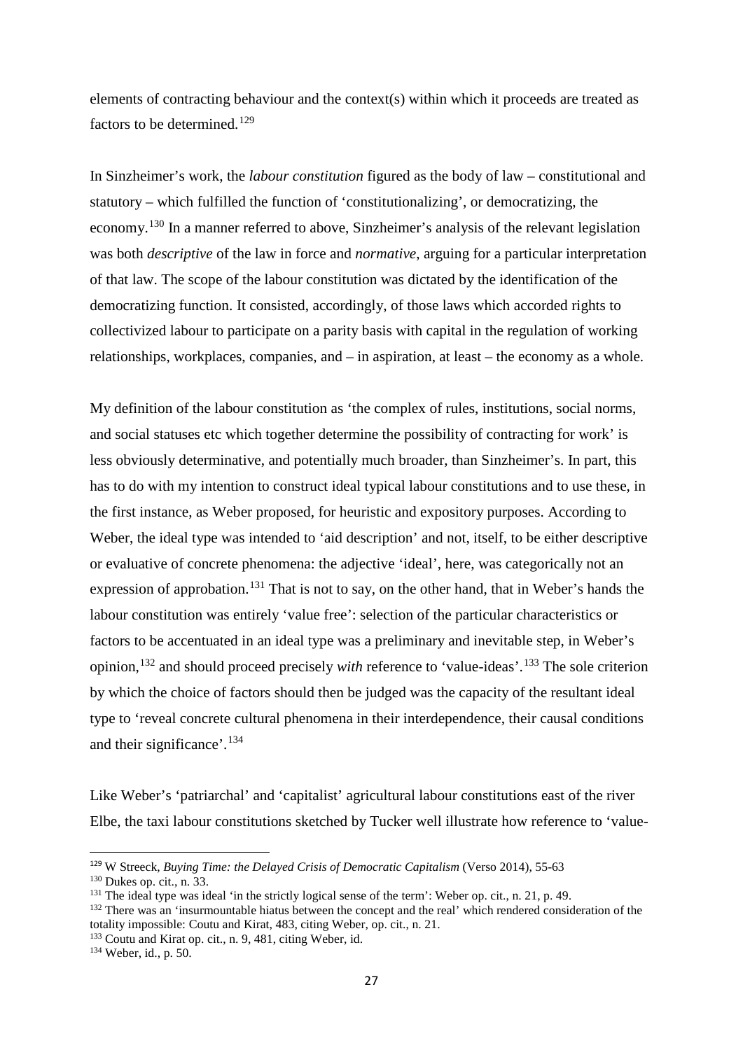elements of contracting behaviour and the context(s) within which it proceeds are treated as factors to be determined.[129]

In Sinzheimer's work, the *labour constitution* figured as the body of law – constitutional and statutory – which fulfilled the function of 'constitutionalizing', or democratizing, the economy.[130] In a manner referred to above, Sinzheimer's analysis of the relevant legislation was both *descriptive* of the law in force and *normative*, arguing for a particular interpretation of that law. The scope of the labour constitution was dictated by the identification of the democratizing function. It consisted, accordingly, of those laws which accorded rights to collectivized labour to participate on a parity basis with capital in the regulation of working relationships, workplaces, companies, and – in aspiration, at least – the economy as a whole.

My definition of the labour constitution as 'the complex of rules, institutions, social norms, and social statuses etc which together determine the possibility of contracting for work' is less obviously determinative, and potentially much broader, than Sinzheimer's. In part, this has to do with my intention to construct ideal typical labour constitutions and to use these, in the first instance, as Weber proposed, for heuristic and expository purposes. According to Weber, the ideal type was intended to 'aid description' and not, itself, to be either descriptive or evaluative of concrete phenomena: the adjective 'ideal', here, was categorically not an expression of approbation.[131] That is not to say, on the other hand, that in Weber's hands the labour constitution was entirely 'value free': selection of the particular characteristics or factors to be accentuated in an ideal type was a preliminary and inevitable step, in Weber's opinion,[132] and should proceed precisely *with* reference to 'value-ideas'.[133] The sole criterion by which the choice of factors should then be judged was the capacity of the resultant ideal type to 'reveal concrete cultural phenomena in their interdependence, their causal conditions and their significance'.[134]

Like Weber's 'patriarchal' and 'capitalist' agricultural labour constitutions east of the river Elbe, the taxi labour constitutions sketched by Tucker well illustrate how reference to 'value-

---

[129] W Streeck, *Buying Time: the Delayed Crisis of Democratic Capitalism* (Verso 2014), 55-63

[130] Dukes op. cit., n. 33.

[131] The ideal type was ideal 'in the strictly logical sense of the term': Weber op. cit., n. 21, p. 49.

[132] There was an 'insurmountable hiatus between the concept and the real' which rendered consideration of the totality impossible: Coutu and Kirat, 483, citing Weber, op. cit., n. 21.

[133] Coutu and Kirat op. cit., n. 9, 481, citing Weber, id.

[134] Weber, id., p. 50.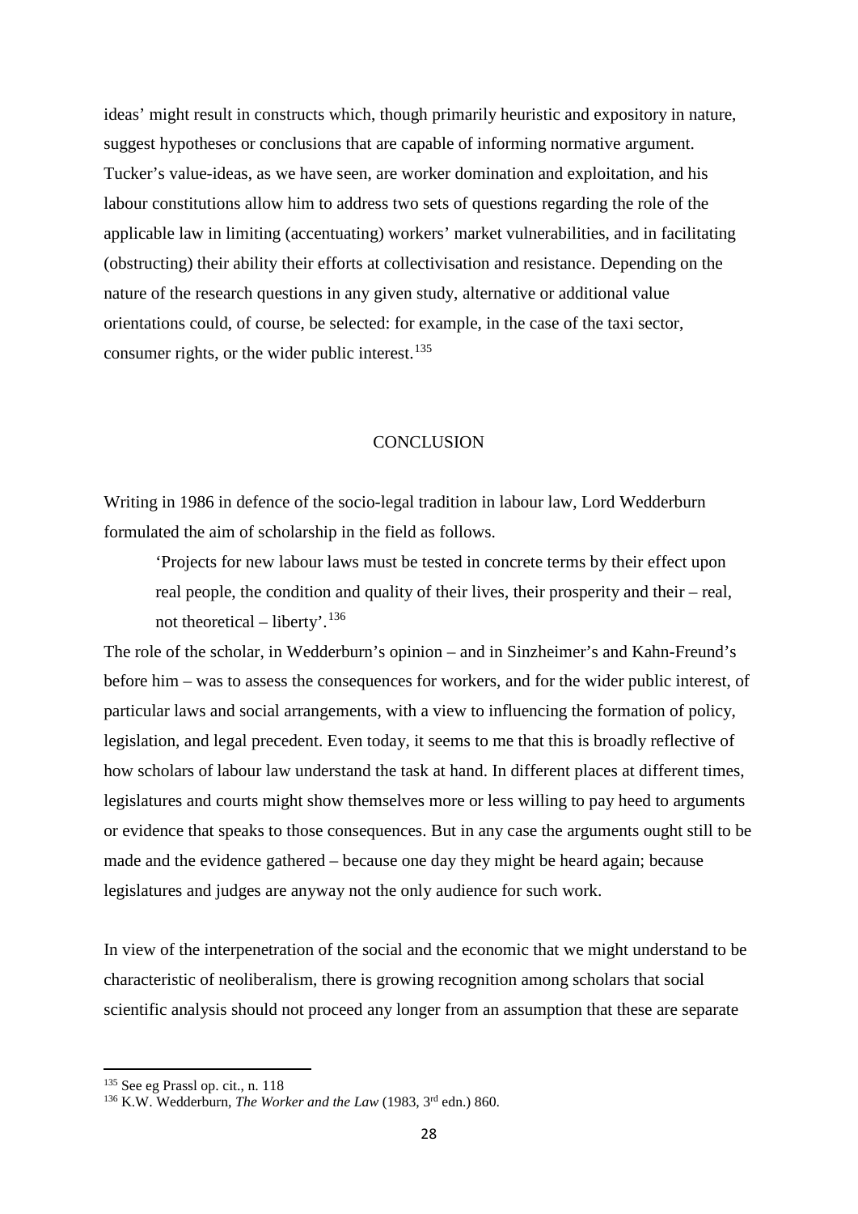ideas' might result in constructs which, though primarily heuristic and expository in nature, suggest hypotheses or conclusions that are capable of informing normative argument. Tucker's value-ideas, as we have seen, are worker domination and exploitation, and his labour constitutions allow him to address two sets of questions regarding the role of the applicable law in limiting (accentuating) workers' market vulnerabilities, and in facilitating (obstructing) their ability their efforts at collectivisation and resistance. Depending on the nature of the research questions in any given study, alternative or additional value orientations could, of course, be selected: for example, in the case of the taxi sector, consumer rights, or the wider public interest.[135]

## CONCLUSION

Writing in 1986 in defence of the socio-legal tradition in labour law, Lord Wedderburn formulated the aim of scholarship in the field as follows.

> 'Projects for new labour laws must be tested in concrete terms by their effect upon real people, the condition and quality of their lives, their prosperity and their – real, not theoretical – liberty'.[136]

The role of the scholar, in Wedderburn's opinion – and in Sinzheimer's and Kahn-Freund's before him – was to assess the consequences for workers, and for the wider public interest, of particular laws and social arrangements, with a view to influencing the formation of policy, legislation, and legal precedent. Even today, it seems to me that this is broadly reflective of how scholars of labour law understand the task at hand. In different places at different times, legislatures and courts might show themselves more or less willing to pay heed to arguments or evidence that speaks to those consequences. But in any case the arguments ought still to be made and the evidence gathered – because one day they might be heard again; because legislatures and judges are anyway not the only audience for such work.

In view of the interpenetration of the social and the economic that we might understand to be characteristic of neoliberalism, there is growing recognition among scholars that social scientific analysis should not proceed any longer from an assumption that these are separate

---

[135] See eg Prassl op. cit., n. 118

[136] K.W. Wedderburn, *The Worker and the Law* (1983, 3rd edn.) 860.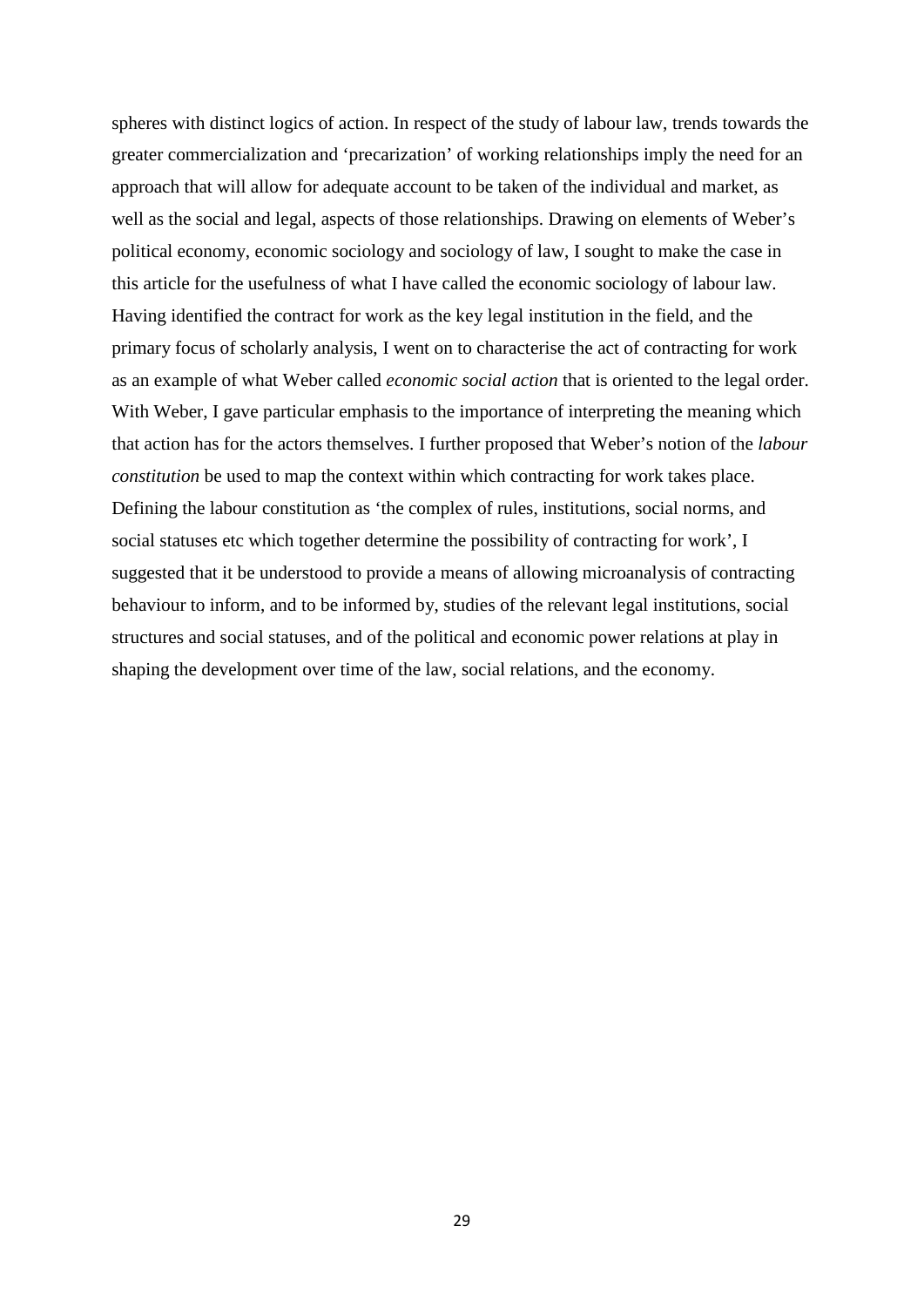spheres with distinct logics of action. In respect of the study of labour law, trends towards the greater commercialization and 'precarization' of working relationships imply the need for an approach that will allow for adequate account to be taken of the individual and market, as well as the social and legal, aspects of those relationships. Drawing on elements of Weber's political economy, economic sociology and sociology of law, I sought to make the case in this article for the usefulness of what I have called the economic sociology of labour law. Having identified the contract for work as the key legal institution in the field, and the primary focus of scholarly analysis, I went on to characterise the act of contracting for work as an example of what Weber called *economic social action* that is oriented to the legal order. With Weber, I gave particular emphasis to the importance of interpreting the meaning which that action has for the actors themselves. I further proposed that Weber's notion of the *labour constitution* be used to map the context within which contracting for work takes place. Defining the labour constitution as 'the complex of rules, institutions, social norms, and social statuses etc which together determine the possibility of contracting for work', I suggested that it be understood to provide a means of allowing microanalysis of contracting behaviour to inform, and to be informed by, studies of the relevant legal institutions, social structures and social statuses, and of the political and economic power relations at play in shaping the development over time of the law, social relations, and the economy.